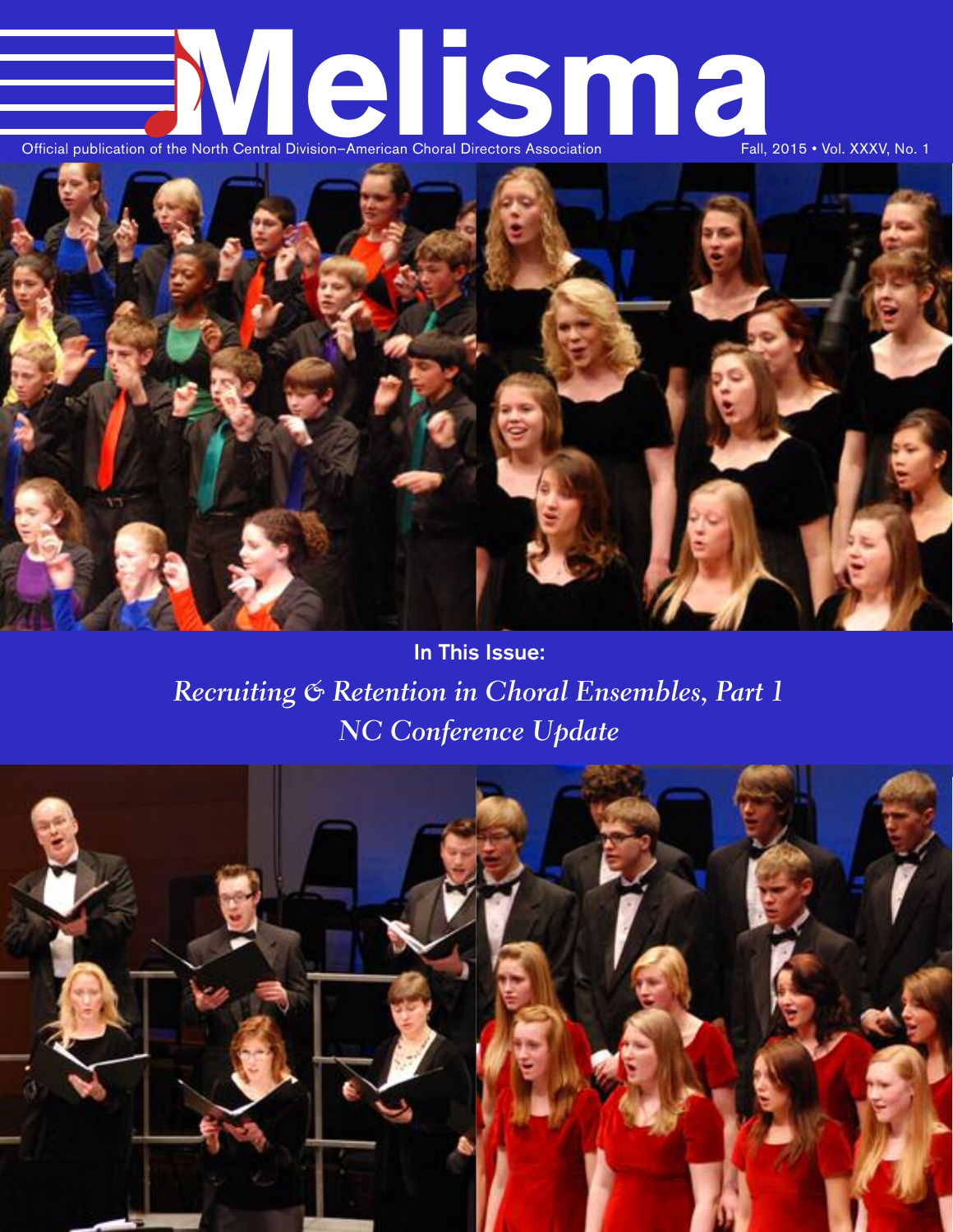# Melisma

Official publication of the North Central Division–American Choral Directors Association

Fall, 2015 • Vol. XXXV, No. 1

**In This Issue:**

*Recruiting & Retention in Choral Ensembles, Part 1*

*NC Conference Update*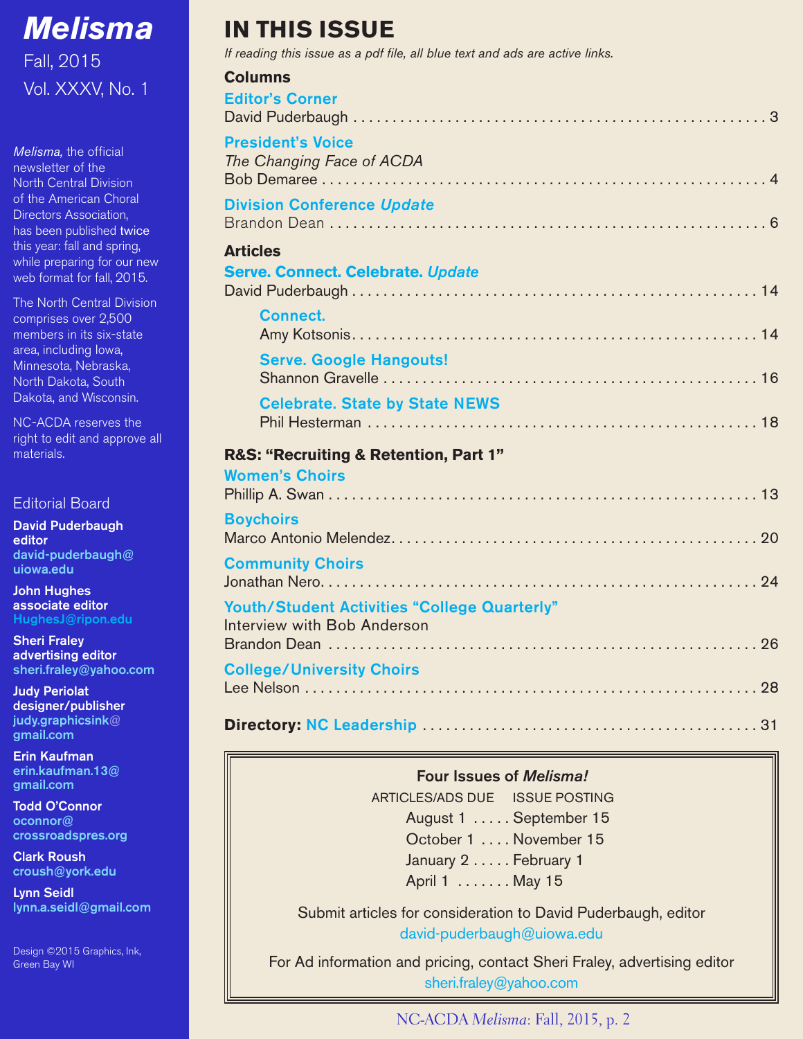# Melisma

Fall, 2015

Vol. XXXV, No. 1

*Melisma,* the official newsletter of the North Central Division of the American Choral Directors Association, has been published twice this year: fall and spring, while preparing for our new web format for fall, 2015.

The North Central Division comprises over 2,500 members in its six-state area, including Iowa, Minnesota, Nebraska, North Dakota, South Dakota, and Wisconsin.

NC-ACDA reserves the right to edit and approve all materials.

## Editorial Board

**David Puderbaugh**
**editor**
david-puderbaugh@uiowa.edu

**John Hughes**
**associate editor**
HughesJ@ripon.edu

**Sheri Fraley**
**advertising editor**
sheri.fraley@yahoo.com

**Judy Periolat**
**designer/publisher**
judy.graphicsink@gmail.com

**Erin Kaufman**
erin.kaufman.13@gmail.com

**Todd O'Connor**
oconnor@crossroadspres.org

**Clark Roush**
croush@york.edu

**Lynn Seidl**
lynn.a.seidl@gmail.com

Design ©2015 Graphics, Ink, Green Bay WI

# IN THIS ISSUE

*If reading this issue as a pdf file, all blue text and ads are active links.*

## Columns

**Editor's Corner**
David Puderbaugh . . . . . 3

**President's Voice**
*The Changing Face of ACDA*
Bob Demaree . . . . . 4

**Division Conference *Update***
Brandon Dean . . . . . 6

## Articles

**Serve. Connect. Celebrate. *Update***
David Puderbaugh . . . . . 14

- **Connect.**
  Amy Kotsonis . . . . . 14
- **Serve. Google Hangouts!**
  Shannon Gravelle . . . . . 16
- **Celebrate. State by State NEWS**
  Phil Hesterman . . . . . 18

## R&S: "Recruiting & Retention, Part 1"

**Women's Choirs**
Phillip A. Swan . . . . . 13

**Boychoirs**
Marco Antonio Melendez . . . . . 20

**Community Choirs**
Jonathan Nero . . . . . 24

**Youth/Student Activities "College Quarterly"**
Interview with Bob Anderson
Brandon Dean . . . . . 26

**College/University Choirs**
Lee Nelson . . . . . 28

**Directory: NC Leadership** . . . . . 31

---

**Four Issues of *Melisma!***

| ARTICLES/ADS DUE | ISSUE POSTING |
|---|---|
| August 1 | September 15 |
| October 1 | November 15 |
| January 2 | February 1 |
| April 1 | May 15 |

Submit articles for consideration to David Puderbaugh, editor
david-puderbaugh@uiowa.edu

For Ad information and pricing, contact Sheri Fraley, advertising editor
sheri.fraley@yahoo.com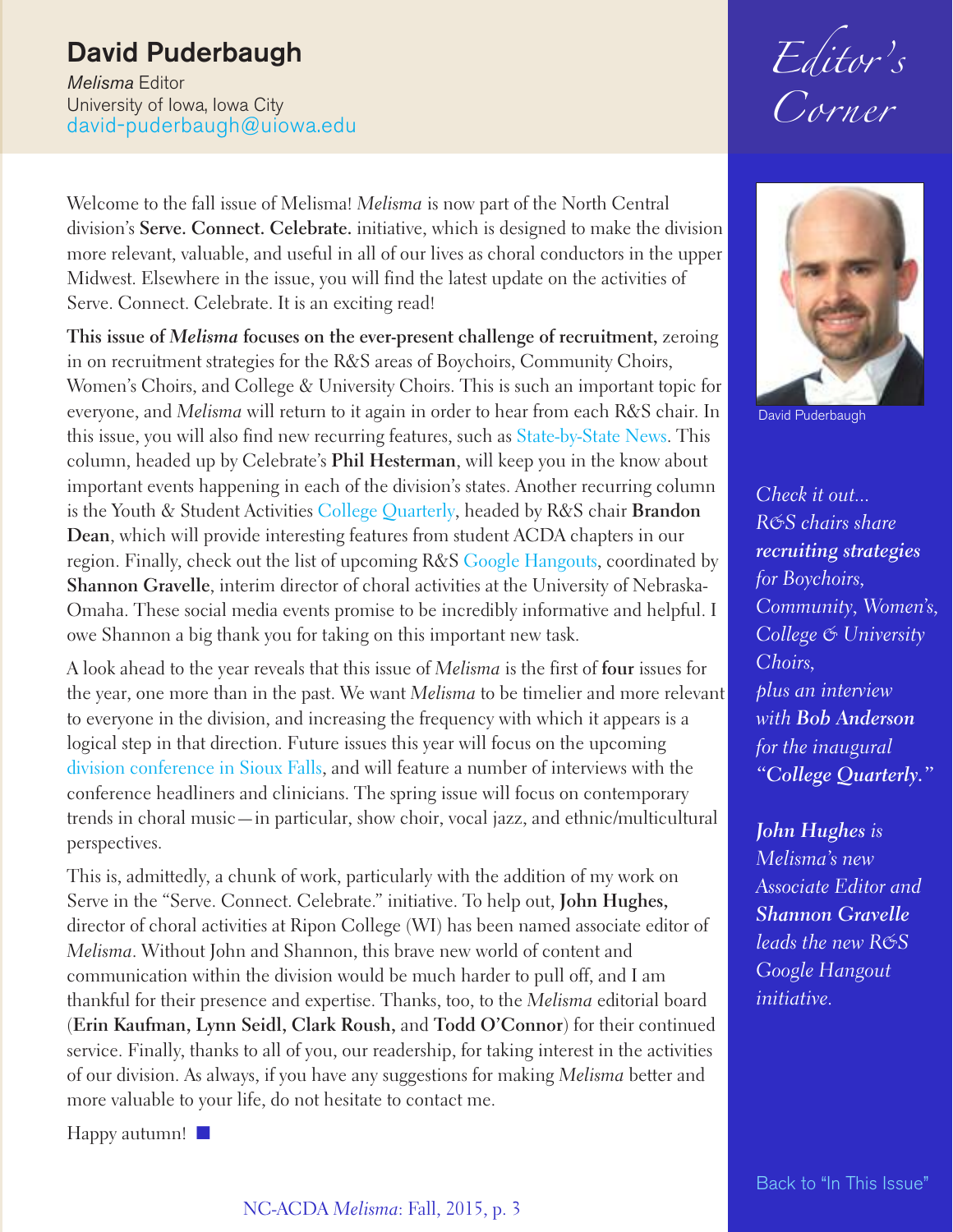# Editor's Corner

## David Puderbaugh

*Melisma* Editor
University of Iowa, Iowa City
david-puderbaugh@uiowa.edu

Welcome to the fall issue of Melisma! *Melisma* is now part of the North Central division's **Serve. Connect. Celebrate.** initiative, which is designed to make the division more relevant, valuable, and useful in all of our lives as choral conductors in the upper Midwest. Elsewhere in the issue, you will find the latest update on the activities of Serve. Connect. Celebrate. It is an exciting read!

**This issue of *Melisma* focuses on the ever-present challenge of recruitment,** zeroing in on recruitment strategies for the R&S areas of Boychoirs, Community Choirs, Women's Choirs, and College & University Choirs. This is such an important topic for everyone, and *Melisma* will return to it again in order to hear from each R&S chair. In this issue, you will also find new recurring features, such as State-by-State News. This column, headed up by Celebrate's **Phil Hesterman**, will keep you in the know about important events happening in each of the division's states. Another recurring column is the Youth & Student Activities College Quarterly, headed by R&S chair **Brandon Dean**, which will provide interesting features from student ACDA chapters in our region. Finally, check out the list of upcoming R&S Google Hangouts, coordinated by **Shannon Gravelle**, interim director of choral activities at the University of Nebraska-Omaha. These social media events promise to be incredibly informative and helpful. I owe Shannon a big thank you for taking on this important new task.

A look ahead to the year reveals that this issue of *Melisma* is the first of **four** issues for the year, one more than in the past. We want *Melisma* to be timelier and more relevant to everyone in the division, and increasing the frequency with which it appears is a logical step in that direction. Future issues this year will focus on the upcoming division conference in Sioux Falls, and will feature a number of interviews with the conference headliners and clinicians. The spring issue will focus on contemporary trends in choral music—in particular, show choir, vocal jazz, and ethnic/multicultural perspectives.

This is, admittedly, a chunk of work, particularly with the addition of my work on Serve in the "Serve. Connect. Celebrate." initiative. To help out, **John Hughes,** director of choral activities at Ripon College (WI) has been named associate editor of *Melisma*. Without John and Shannon, this brave new world of content and communication within the division would be much harder to pull off, and I am thankful for their presence and expertise. Thanks, too, to the *Melisma* editorial board (**Erin Kaufman, Lynn Seidl, Clark Roush,** and **Todd O'Connor**) for their continued service. Finally, thanks to all of you, our readership, for taking interest in the activities of our division. As always, if you have any suggestions for making *Melisma* better and more valuable to your life, do not hesitate to contact me.

Happy autumn! ■

David Puderbaugh

*Check it out... R&S chairs share **recruiting strategies** for Boychoirs, Community, Women's, College & University Choirs, plus an interview with **Bob Anderson** for the inaugural "**College Quarterly**."*

***John Hughes** is Melisma's new Associate Editor and **Shannon Gravelle** leads the new R&S Google Hangout initiative.*

Back to "In This Issue"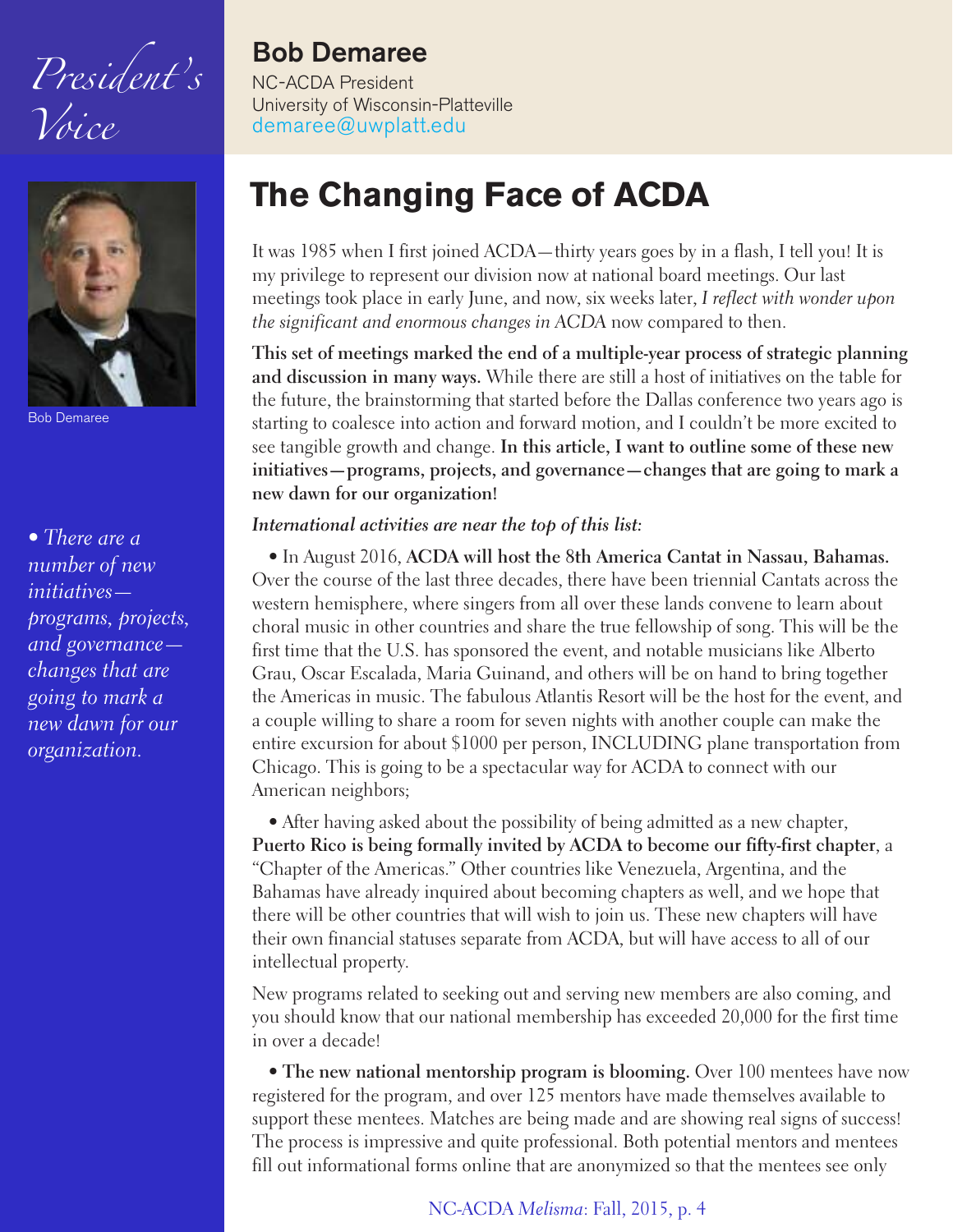# President's Voice

## Bob Demaree

NC-ACDA President
University of Wisconsin-Platteville
demaree@uwplatt.edu

Bob Demaree

*• There are a number of new initiatives—programs, projects, and governance—changes that are going to mark a new dawn for our organization.*

# The Changing Face of ACDA

It was 1985 when I first joined ACDA—thirty years goes by in a flash, I tell you! It is my privilege to represent our division now at national board meetings. Our last meetings took place in early June, and now, six weeks later, *I reflect with wonder upon the significant and enormous changes in ACDA* now compared to then.

**This set of meetings marked the end of a multiple-year process of strategic planning and discussion in many ways.** While there are still a host of initiatives on the table for the future, the brainstorming that started before the Dallas conference two years ago is starting to coalesce into action and forward motion, and I couldn't be more excited to see tangible growth and change. **In this article, I want to outline some of these new initiatives—programs, projects, and governance—changes that are going to mark a new dawn for our organization!**

***International activities are near the top of this list:***

• In August 2016, **ACDA will host the 8th America Cantat in Nassau, Bahamas.** Over the course of the last three decades, there have been triennial Cantats across the western hemisphere, where singers from all over these lands convene to learn about choral music in other countries and share the true fellowship of song. This will be the first time that the U.S. has sponsored the event, and notable musicians like Alberto Grau, Oscar Escalada, Maria Guinand, and others will be on hand to bring together the Americas in music. The fabulous Atlantis Resort will be the host for the event, and a couple willing to share a room for seven nights with another couple can make the entire excursion for about $1000 per person, INCLUDING plane transportation from Chicago. This is going to be a spectacular way for ACDA to connect with our American neighbors;

• After having asked about the possibility of being admitted as a new chapter, **Puerto Rico is being formally invited by ACDA to become our fifty-first chapter**, a "Chapter of the Americas." Other countries like Venezuela, Argentina, and the Bahamas have already inquired about becoming chapters as well, and we hope that there will be other countries that will wish to join us. These new chapters will have their own financial statuses separate from ACDA, but will have access to all of our intellectual property.

New programs related to seeking out and serving new members are also coming, and you should know that our national membership has exceeded 20,000 for the first time in over a decade!

• **The new national mentorship program is blooming.** Over 100 mentees have now registered for the program, and over 125 mentors have made themselves available to support these mentees. Matches are being made and are showing real signs of success! The process is impressive and quite professional. Both potential mentors and mentees fill out informational forms online that are anonymized so that the mentees see only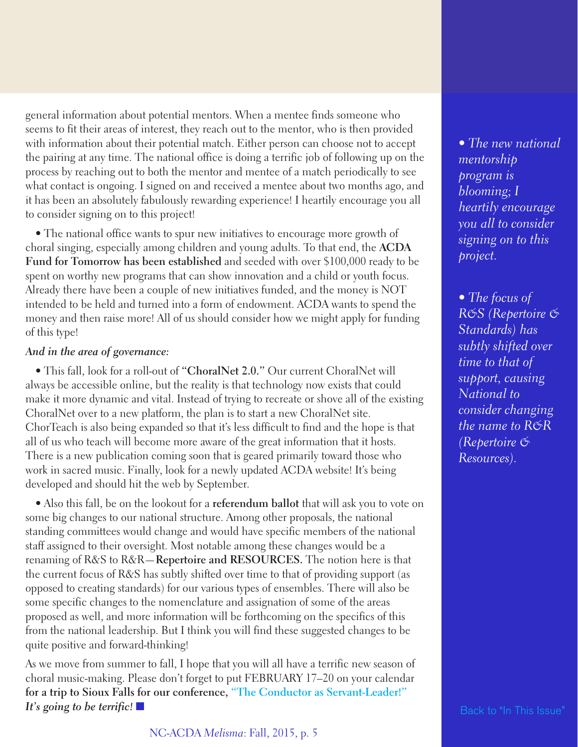general information about potential mentors. When a mentee finds someone who seems to fit their areas of interest, they reach out to the mentor, who is then provided with information about their potential match. Either person can choose not to accept the pairing at any time. The national office is doing a terrific job of following up on the process by reaching out to both the mentor and mentee of a match periodically to see what contact is ongoing. I signed on and received a mentee about two months ago, and it has been an absolutely fabulously rewarding experience! I heartily encourage you all to consider signing on to this project!

• The national office wants to spur new initiatives to encourage more growth of choral singing, especially among children and young adults. To that end, the **ACDA Fund for Tomorrow has been established** and seeded with over $100,000 ready to be spent on worthy new programs that can show innovation and a child or youth focus. Already there have been a couple of new initiatives funded, and the money is NOT intended to be held and turned into a form of endowment. ACDA wants to spend the money and then raise more! All of us should consider how we might apply for funding of this type!

***And in the area of governance:***

• This fall, look for a roll-out of **"ChoralNet 2.0."** Our current ChoralNet will always be accessible online, but the reality is that technology now exists that could make it more dynamic and vital. Instead of trying to recreate or shove all of the existing ChoralNet over to a new platform, the plan is to start a new ChoralNet site. ChorTeach is also being expanded so that it's less difficult to find and the hope is that all of us who teach will become more aware of the great information that it hosts. There is a new publication coming soon that is geared primarily toward those who work in sacred music. Finally, look for a newly updated ACDA website! It's being developed and should hit the web by September.

• Also this fall, be on the lookout for a **referendum ballot** that will ask you to vote on some big changes to our national structure. Among other proposals, the national standing committees would change and would have specific members of the national staff assigned to their oversight. Most notable among these changes would be a renaming of R&S to R&R—**Repertoire and RESOURCES.** The notion here is that the current focus of R&S has subtly shifted over time to that of providing support (as opposed to creating standards) for our various types of ensembles. There will also be some specific changes to the nomenclature and assignation of some of the areas proposed as well, and more information will be forthcoming on the specifics of this from the national leadership. But I think you will find these suggested changes to be quite positive and forward-thinking!

As we move from summer to fall, I hope that you will all have a terrific new season of choral music-making. Please don't forget to put FEBRUARY 17–20 on your calendar **for a trip to Sioux Falls for our conference, "The Conductor as Servant-Leader!"** ***It's going to be terrific!*** ■

*• The new national mentorship program is blooming; I heartily encourage you all to consider signing on to this project.*

*• The focus of R&S (Repertoire & Standards) has subtly shifted over time to that of support, causing National to consider changing the name to R&R (Repertoire & Resources).*

Back to "In This Issue"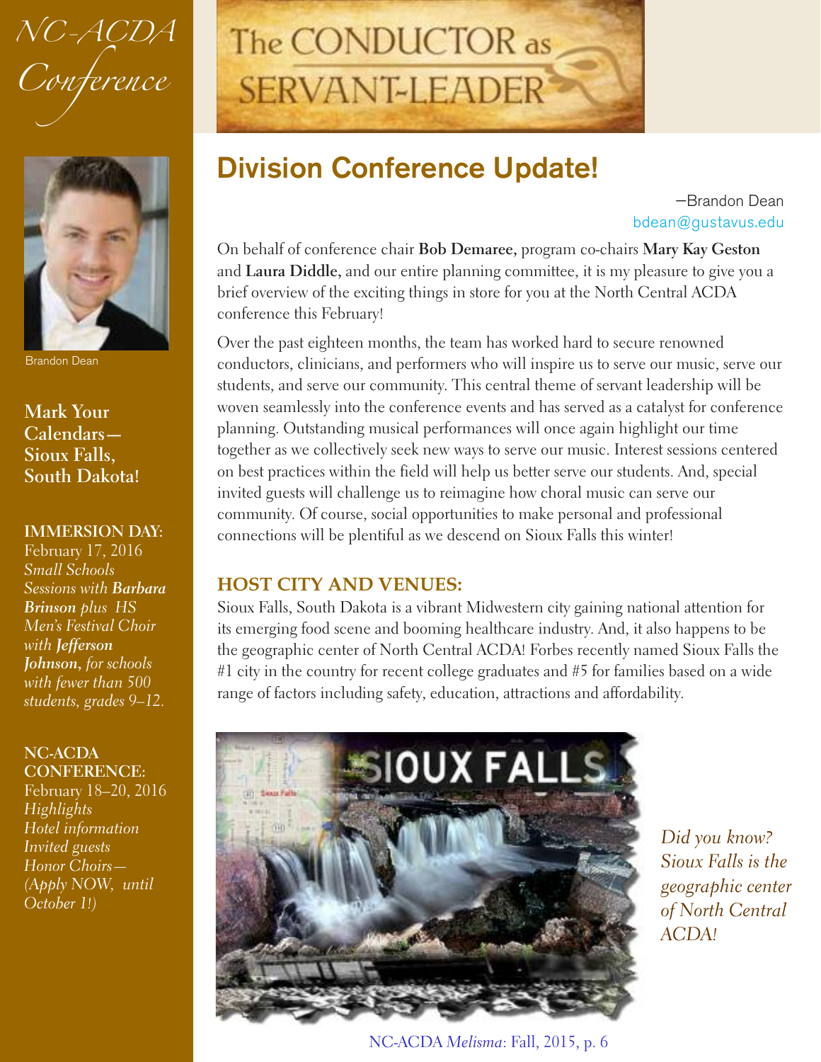# NC-ACDA Conference

Brandon Dean

**Mark Your Calendars—Sioux Falls, South Dakota!**

**IMMERSION DAY:**
February 17, 2016
*Small Schools Sessions with **Barbara Brinson** plus HS Men's Festival Choir with **Jefferson Johnson**, for schools with fewer than 500 students, grades 9–12.*

**NC-ACDA CONFERENCE:**
February 18–20, 2016
*Highlights*
*Hotel information*
*Invited guests*
*Honor Choirs—(Apply NOW, until October 1!)*

The CONDUCTOR as SERVANT-LEADER

## Division Conference Update!

—Brandon Dean
bdean@gustavus.edu

On behalf of conference chair **Bob Demaree**, program co-chairs **Mary Kay Geston** and **Laura Diddle**, and our entire planning committee, it is my pleasure to give you a brief overview of the exciting things in store for you at the North Central ACDA conference this February!

Over the past eighteen months, the team has worked hard to secure renowned conductors, clinicians, and performers who will inspire us to serve our music, serve our students, and serve our community. This central theme of servant leadership will be woven seamlessly into the conference events and has served as a catalyst for conference planning. Outstanding musical performances will once again highlight our time together as we collectively seek new ways to serve our music. Interest sessions centered on best practices within the field will help us better serve our students. And, special invited guests will challenge us to reimagine how choral music can serve our community. Of course, social opportunities to make personal and professional connections will be plentiful as we descend on Sioux Falls this winter!

### HOST CITY AND VENUES:

Sioux Falls, South Dakota is a vibrant Midwestern city gaining national attention for its emerging food scene and booming healthcare industry. And, it also happens to be the geographic center of North Central ACDA! Forbes recently named Sioux Falls the #1 city in the country for recent college graduates and #5 for families based on a wide range of factors including safety, education, attractions and affordability.

*Did you know? Sioux Falls is the geographic center of North Central ACDA!*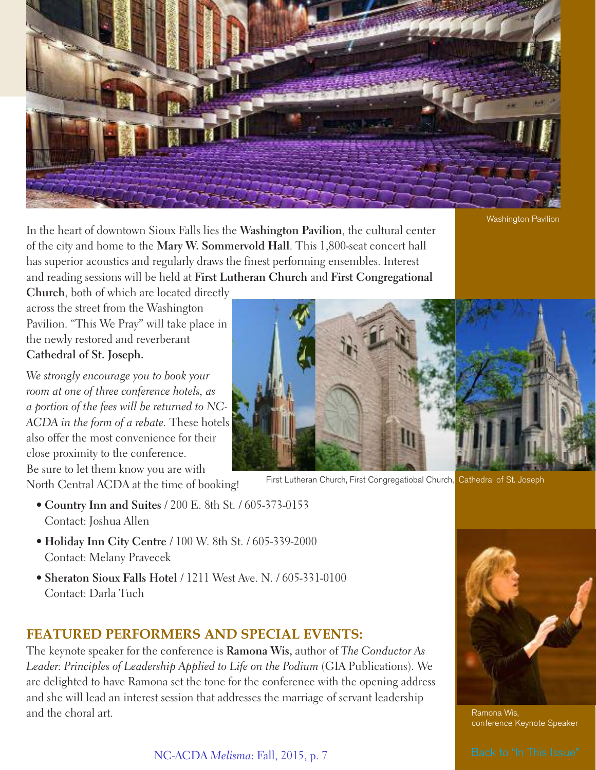Washington Pavilion

In the heart of downtown Sioux Falls lies the **Washington Pavilion**, the cultural center of the city and home to the **Mary W. Sommervold Hall**. This 1,800-seat concert hall has superior acoustics and regularly draws the finest performing ensembles. Interest and reading sessions will be held at **First Lutheran Church** and **First Congregational Church**, both of which are located directly across the street from the Washington Pavilion. "This We Pray" will take place in the newly restored and reverberant **Cathedral of St. Joseph.**

*We strongly encourage you to book your room at one of three conference hotels, as a portion of the fees will be returned to NC-ACDA in the form of a rebate.* These hotels also offer the most convenience for their close proximity to the conference. Be sure to let them know you are with North Central ACDA at the time of booking!

First Lutheran Church, First Congregatiobal Church, Cathedral of St. Joseph

- **Country Inn and Suites** / 200 E. 8th St. / 605-373-0153
  Contact: Joshua Allen
- **Holiday Inn City Centre** / 100 W. 8th St. / 605-339-2000
  Contact: Melany Pravecek
- **Sheraton Sioux Falls Hotel** / 1211 West Ave. N. / 605-331-0100
  Contact: Darla Tuch

## FEATURED PERFORMERS AND SPECIAL EVENTS:

The keynote speaker for the conference is **Ramona Wis,** author of *The Conductor As Leader: Principles of Leadership Applied to Life on the Podium* (GIA Publications). We are delighted to have Ramona set the tone for the conference with the opening address and she will lead an interest session that addresses the marriage of servant leadership and the choral art.

Ramona Wis, conference Keynote Speaker

Back to "In This Issue"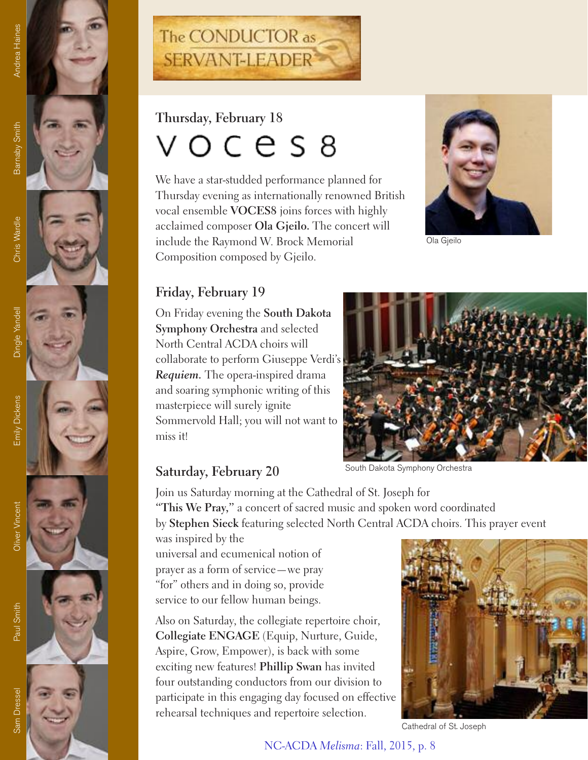Andrea Haines

Barnaby Smith

Chris Wardle

Dingle Yandell

Emily Dickens

Oliver Vincent

Paul Smith

Sam Dressel

# The CONDUCTOR as SERVANT-LEADER

## Thursday, February 18

## VOCES8

We have a star-studded performance planned for Thursday evening as internationally renowned British vocal ensemble **VOCES8** joins forces with highly acclaimed composer **Ola Gjeilo.** The concert will include the Raymond W. Brock Memorial Composition composed by Gjeilo.

Ola Gjeilo

## Friday, February 19

On Friday evening the **South Dakota Symphony Orchestra** and selected North Central ACDA choirs will collaborate to perform Giuseppe Verdi's ***Requiem.*** The opera-inspired drama and soaring symphonic writing of this masterpiece will surely ignite Sommervold Hall; you will not want to miss it!

South Dakota Symphony Orchestra

## Saturday, February 20

Join us Saturday morning at the Cathedral of St. Joseph for **"This We Pray,"** a concert of sacred music and spoken word coordinated by **Stephen Sieck** featuring selected North Central ACDA choirs. This prayer event was inspired by the universal and ecumenical notion of prayer as a form of service—we pray "for" others and in doing so, provide service to our fellow human beings.

Also on Saturday, the collegiate repertoire choir, **Collegiate ENGAGE** (Equip, Nurture, Guide, Aspire, Grow, Empower), is back with some exciting new features! **Phillip Swan** has invited four outstanding conductors from our division to participate in this engaging day focused on effective rehearsal techniques and repertoire selection.

Cathedral of St. Joseph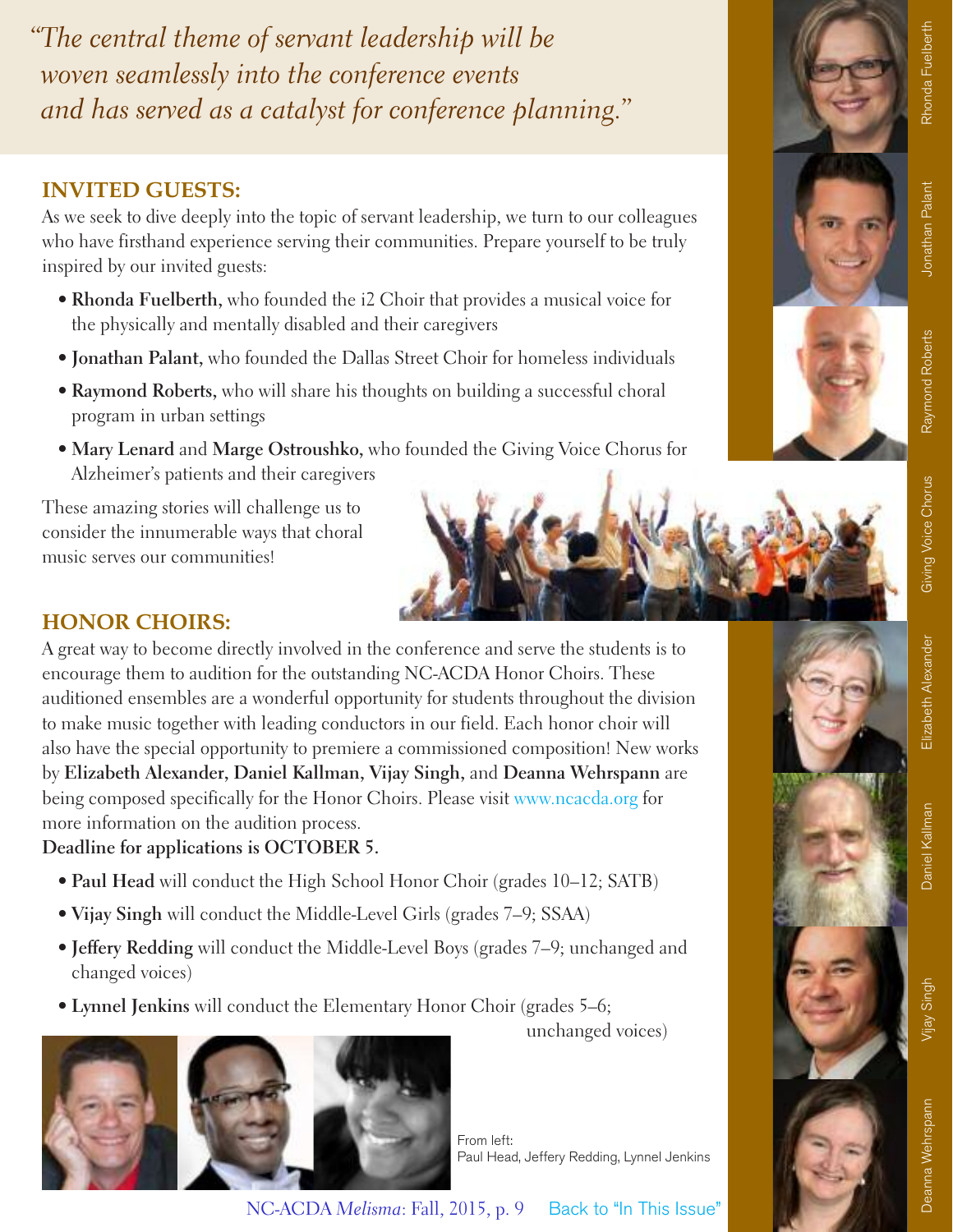*"The central theme of servant leadership will be woven seamlessly into the conference events and has served as a catalyst for conference planning."*

## INVITED GUESTS:

As we seek to dive deeply into the topic of servant leadership, we turn to our colleagues who have firsthand experience serving their communities. Prepare yourself to be truly inspired by our invited guests:

- **Rhonda Fuelberth,** who founded the i2 Choir that provides a musical voice for the physically and mentally disabled and their caregivers
- **Jonathan Palant,** who founded the Dallas Street Choir for homeless individuals
- **Raymond Roberts,** who will share his thoughts on building a successful choral program in urban settings
- **Mary Lenard** and **Marge Ostroushko,** who founded the Giving Voice Chorus for Alzheimer's patients and their caregivers

These amazing stories will challenge us to consider the innumerable ways that choral music serves our communities!

Rhonda Fuelberth

Jonathan Palant

Raymond Roberts

Giving Voice Chorus

## HONOR CHOIRS:

A great way to become directly involved in the conference and serve the students is to encourage them to audition for the outstanding NC-ACDA Honor Choirs. These auditioned ensembles are a wonderful opportunity for students throughout the division to make music together with leading conductors in our field. Each honor choir will also have the special opportunity to premiere a commissioned composition! New works by **Elizabeth Alexander, Daniel Kallman, Vijay Singh,** and **Deanna Wehrspann** are being composed specifically for the Honor Choirs. Please visit www.ncacda.org for more information on the audition process.

**Deadline for applications is OCTOBER 5.**

- **Paul Head** will conduct the High School Honor Choir (grades 10–12; SATB)
- **Vijay Singh** will conduct the Middle-Level Girls (grades 7–9; SSAA)
- **Jeffery Redding** will conduct the Middle-Level Boys (grades 7–9; unchanged and changed voices)
- **Lynnel Jenkins** will conduct the Elementary Honor Choir (grades 5–6; unchanged voices)

From left:
Paul Head, Jeffery Redding, Lynnel Jenkins

Elizabeth Alexander

Daniel Kallman

Vijay Singh

Deanna Wehrspann

Back to "In This Issue"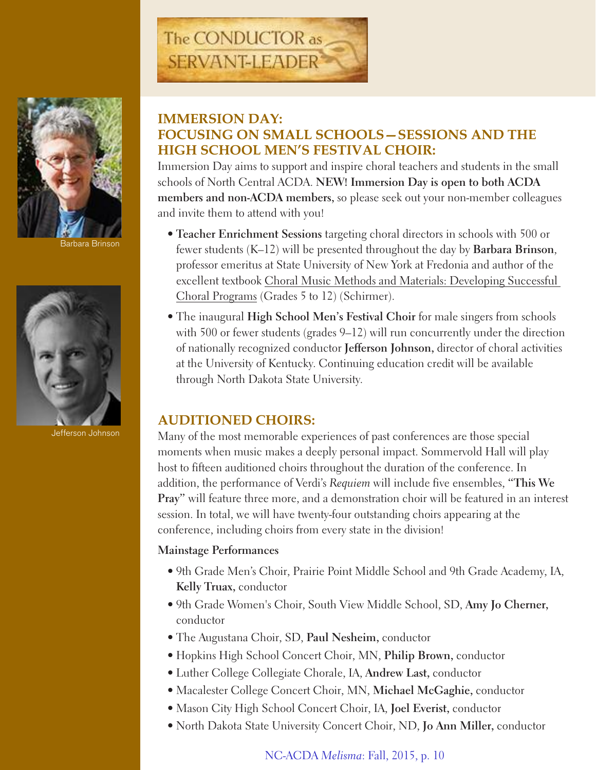The CONDUCTOR as SERVANT-LEADER

Barbara Brinson

Jefferson Johnson

## IMMERSION DAY: FOCUSING ON SMALL SCHOOLS—SESSIONS AND THE HIGH SCHOOL MEN'S FESTIVAL CHOIR:

Immersion Day aims to support and inspire choral teachers and students in the small schools of North Central ACDA. **NEW! Immersion Day is open to both ACDA members and non-ACDA members,** so please seek out your non-member colleagues and invite them to attend with you!

- **Teacher Enrichment Sessions** targeting choral directors in schools with 500 or fewer students (K–12) will be presented throughout the day by **Barbara Brinson**, professor emeritus at State University of New York at Fredonia and author of the excellent textbook Choral Music Methods and Materials: Developing Successful Choral Programs (Grades 5 to 12) (Schirmer).
- The inaugural **High School Men's Festival Choir** for male singers from schools with 500 or fewer students (grades 9–12) will run concurrently under the direction of nationally recognized conductor **Jefferson Johnson,** director of choral activities at the University of Kentucky. Continuing education credit will be available through North Dakota State University.

## AUDITIONED CHOIRS:

Many of the most memorable experiences of past conferences are those special moments when music makes a deeply personal impact. Sommervold Hall will play host to fifteen auditioned choirs throughout the duration of the conference. In addition, the performance of Verdi's *Requiem* will include five ensembles, "**This We Pray**" will feature three more, and a demonstration choir will be featured in an interest session. In total, we will have twenty-four outstanding choirs appearing at the conference, including choirs from every state in the division!

**Mainstage Performances**

- 9th Grade Men's Choir, Prairie Point Middle School and 9th Grade Academy, IA, **Kelly Truax,** conductor
- 9th Grade Women's Choir, South View Middle School, SD, **Amy Jo Cherner,** conductor
- The Augustana Choir, SD, **Paul Nesheim,** conductor
- Hopkins High School Concert Choir, MN, **Philip Brown,** conductor
- Luther College Collegiate Chorale, IA, **Andrew Last,** conductor
- Macalester College Concert Choir, MN, **Michael McGaghie,** conductor
- Mason City High School Concert Choir, IA, **Joel Everist,** conductor
- North Dakota State University Concert Choir, ND, **Jo Ann Miller,** conductor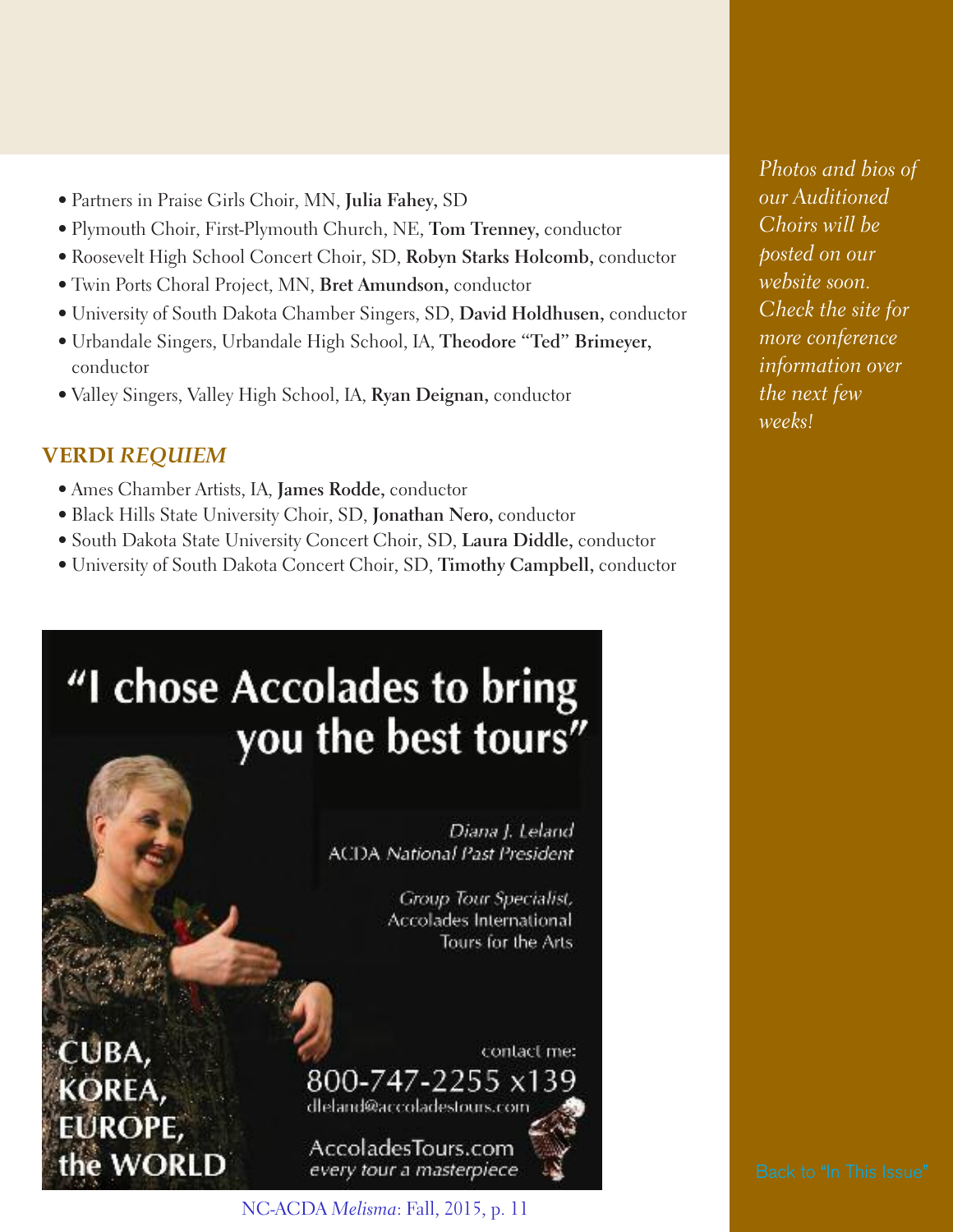- Partners in Praise Girls Choir, MN, **Julia Fahey**, SD
- Plymouth Choir, First-Plymouth Church, NE, **Tom Trenney,** conductor
- Roosevelt High School Concert Choir, SD, **Robyn Starks Holcomb,** conductor
- Twin Ports Choral Project, MN, **Bret Amundson,** conductor
- University of South Dakota Chamber Singers, SD, **David Holdhusen,** conductor
- Urbandale Singers, Urbandale High School, IA, **Theodore "Ted" Brimeyer,** conductor
- Valley Singers, Valley High School, IA, **Ryan Deignan,** conductor

## VERDI *REQUIEM*

- Ames Chamber Artists, IA, **James Rodde,** conductor
- Black Hills State University Choir, SD, **Jonathan Nero,** conductor
- South Dakota State University Concert Choir, SD, **Laura Diddle,** conductor
- University of South Dakota Concert Choir, SD, **Timothy Campbell,** conductor

*Photos and bios of our Auditioned Choirs will be posted on our website soon. Check the site for more conference information over the next few weeks!*

"I chose Accolades to bring you the best tours"

*Diana J. Leland*
ACDA *National Past President*

*Group Tour Specialist,*
Accolades International Tours for the Arts

CUBA, KOREA, EUROPE, the WORLD

contact me:
800-747-2255 x139
dleland@accoladestours.com

AccoladesTours.com
*every tour a masterpiece*

Back to "In This Issue"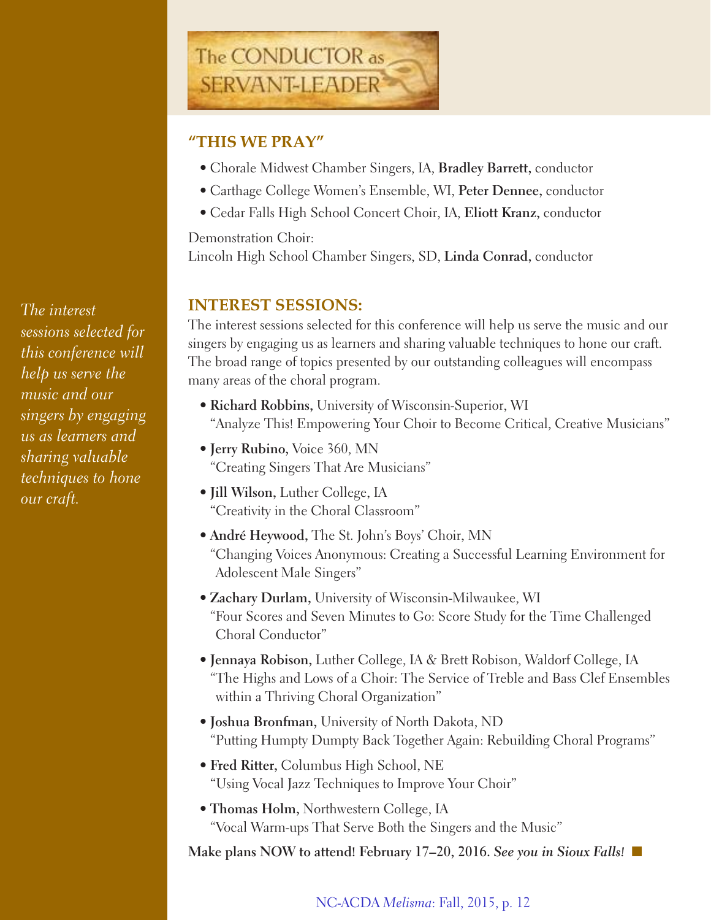# The CONDUCTOR as SERVANT-LEADER

## "THIS WE PRAY"

- Chorale Midwest Chamber Singers, IA, **Bradley Barrett,** conductor
- Carthage College Women's Ensemble, WI, **Peter Dennee,** conductor
- Cedar Falls High School Concert Choir, IA, **Eliott Kranz,** conductor

Demonstration Choir:
Lincoln High School Chamber Singers, SD, **Linda Conrad,** conductor

## INTEREST SESSIONS:

*The interest sessions selected for this conference will help us serve the music and our singers by engaging us as learners and sharing valuable techniques to hone our craft.*

The interest sessions selected for this conference will help us serve the music and our singers by engaging us as learners and sharing valuable techniques to hone our craft. The broad range of topics presented by our outstanding colleagues will encompass many areas of the choral program.

- **Richard Robbins,** University of Wisconsin-Superior, WI
  "Analyze This! Empowering Your Choir to Become Critical, Creative Musicians"
- **Jerry Rubino,** Voice 360, MN
  "Creating Singers That Are Musicians"
- **Jill Wilson,** Luther College, IA
  "Creativity in the Choral Classroom"
- **André Heywood,** The St. John's Boys' Choir, MN
  "Changing Voices Anonymous: Creating a Successful Learning Environment for Adolescent Male Singers"
- **Zachary Durlam,** University of Wisconsin-Milwaukee, WI
  "Four Scores and Seven Minutes to Go: Score Study for the Time Challenged Choral Conductor"
- **Jennaya Robison,** Luther College, IA & Brett Robison, Waldorf College, IA
  "The Highs and Lows of a Choir: The Service of Treble and Bass Clef Ensembles within a Thriving Choral Organization"
- **Joshua Bronfman,** University of North Dakota, ND
  "Putting Humpty Dumpty Back Together Again: Rebuilding Choral Programs"
- **Fred Ritter,** Columbus High School, NE
  "Using Vocal Jazz Techniques to Improve Your Choir"
- **Thomas Holm,** Northwestern College, IA
  "Vocal Warm-ups That Serve Both the Singers and the Music"

**Make plans NOW to attend! February 17–20, 2016.** ***See you in Sioux Falls!*** ■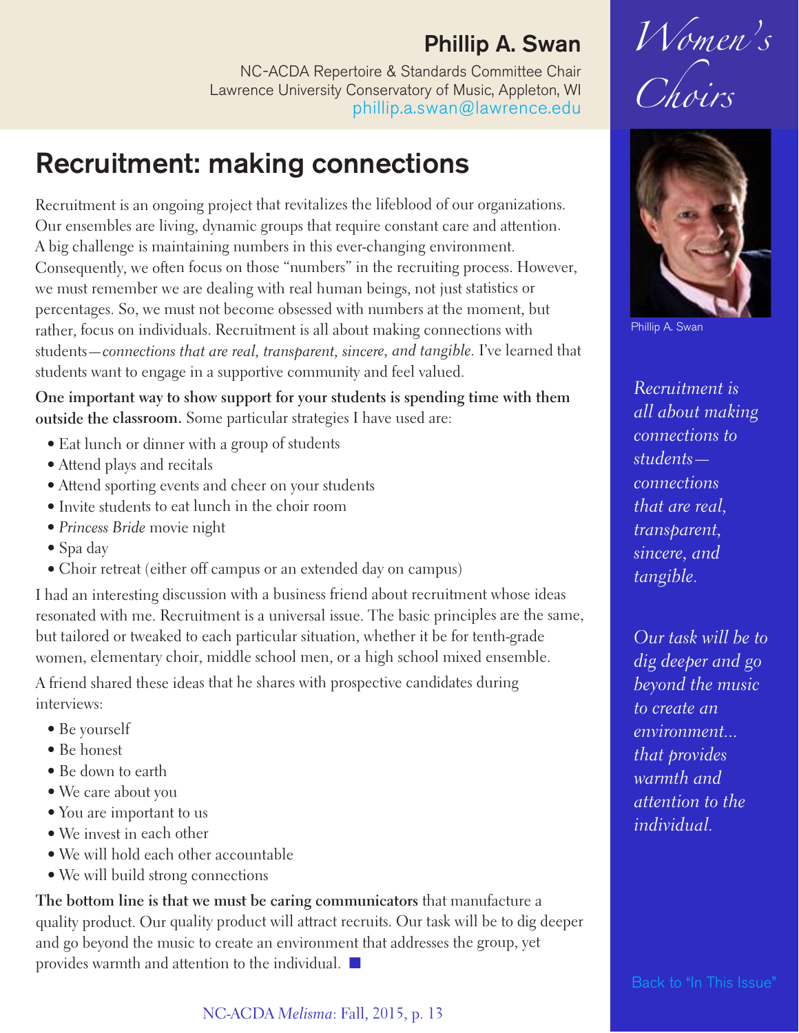**Phillip A. Swan**

NC-ACDA Repertoire & Standards Committee Chair
Lawrence University Conservatory of Music, Appleton, WI
phillip.a.swan@lawrence.edu

*Women's Choirs*

Phillip A. Swan

## Recruitment: making connections

Recruitment is an ongoing project that revitalizes the lifeblood of our organizations. Our ensembles are living, dynamic groups that require constant care and attention. A big challenge is maintaining numbers in this ever-changing environment. Consequently, we often focus on those "numbers" in the recruiting process. However, we must remember we are dealing with real human beings, not just statistics or percentages. So, we must not become obsessed with numbers at the moment, but rather, focus on individuals. Recruitment is all about making connections with students—*connections that are real, transparent, sincere, and tangible.* I've learned that students want to engage in a supportive community and feel valued.

**One important way to show support for your students is spending time with them outside the classroom.** Some particular strategies I have used are:

- Eat lunch or dinner with a group of students
- Attend plays and recitals
- Attend sporting events and cheer on your students
- Invite students to eat lunch in the choir room
- *Princess Bride* movie night
- Spa day
- Choir retreat (either off campus or an extended day on campus)

I had an interesting discussion with a business friend about recruitment whose ideas resonated with me. Recruitment is a universal issue. The basic principles are the same, but tailored or tweaked to each particular situation, whether it be for tenth-grade women, elementary choir, middle school men, or a high school mixed ensemble.

A friend shared these ideas that he shares with prospective candidates during interviews:

- Be yourself
- Be honest
- Be down to earth
- We care about you
- You are important to us
- We invest in each other
- We will hold each other accountable
- We will build strong connections

**The bottom line is that we must be caring communicators** that manufacture a quality product. Our quality product will attract recruits. Our task will be to dig deeper and go beyond the music to create an environment that addresses the group, yet provides warmth and attention to the individual. ■

*Recruitment is all about making connections to students—connections that are real, transparent, sincere, and tangible.*

*Our task will be to dig deeper and go beyond the music to create an environment... that provides warmth and attention to the individual.*

Back to "In This Issue"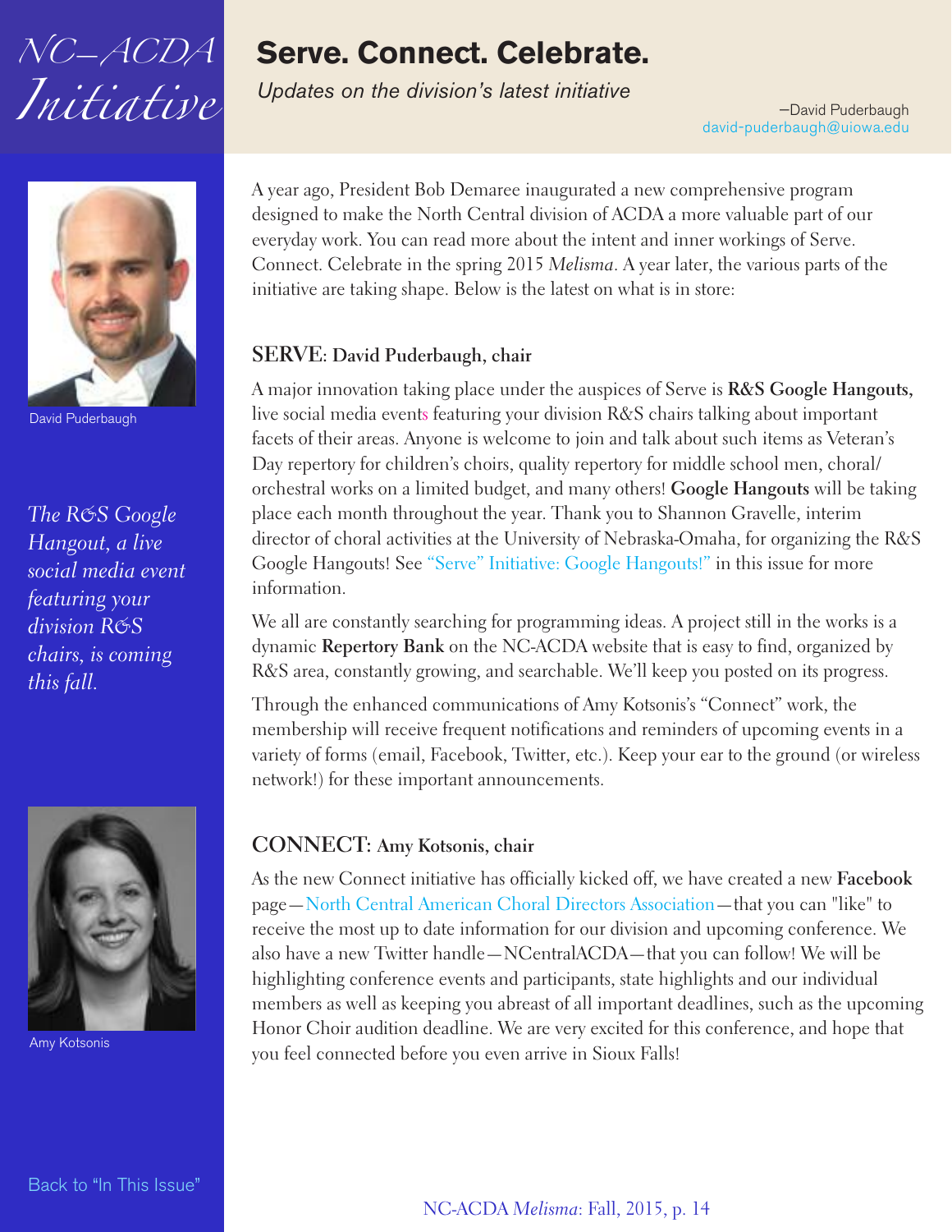# NC–ACDA Initiative

## Serve. Connect. Celebrate.

*Updates on the division's latest initiative*

—David Puderbaugh
david-puderbaugh@uiowa.edu

David Puderbaugh

*The R&S Google Hangout, a live social media event featuring your division R&S chairs, is coming this fall.*

Amy Kotsonis

A year ago, President Bob Demaree inaugurated a new comprehensive program designed to make the North Central division of ACDA a more valuable part of our everyday work. You can read more about the intent and inner workings of Serve. Connect. Celebrate in the spring 2015 *Melisma*. A year later, the various parts of the initiative are taking shape. Below is the latest on what is in store:

### SERVE: David Puderbaugh, chair

A major innovation taking place under the auspices of Serve is **R&S Google Hangouts,** live social media events featuring your division R&S chairs talking about important facets of their areas. Anyone is welcome to join and talk about such items as Veteran's Day repertory for children's choirs, quality repertory for middle school men, choral/orchestral works on a limited budget, and many others! **Google Hangouts** will be taking place each month throughout the year. Thank you to Shannon Gravelle, interim director of choral activities at the University of Nebraska-Omaha, for organizing the R&S Google Hangouts! See "Serve" Initiative: Google Hangouts!" in this issue for more information.

We all are constantly searching for programming ideas. A project still in the works is a dynamic **Repertory Bank** on the NC-ACDA website that is easy to find, organized by R&S area, constantly growing, and searchable. We'll keep you posted on its progress.

Through the enhanced communications of Amy Kotsonis's "Connect" work, the membership will receive frequent notifications and reminders of upcoming events in a variety of forms (email, Facebook, Twitter, etc.). Keep your ear to the ground (or wireless network!) for these important announcements.

### CONNECT: Amy Kotsonis, chair

As the new Connect initiative has officially kicked off, we have created a new **Facebook** page—North Central American Choral Directors Association—that you can "like" to receive the most up to date information for our division and upcoming conference. We also have a new Twitter handle—NCentralACDA—that you can follow! We will be highlighting conference events and participants, state highlights and our individual members as well as keeping you abreast of all important deadlines, such as the upcoming Honor Choir audition deadline. We are very excited for this conference, and hope that you feel connected before you even arrive in Sioux Falls!

Back to "In This Issue"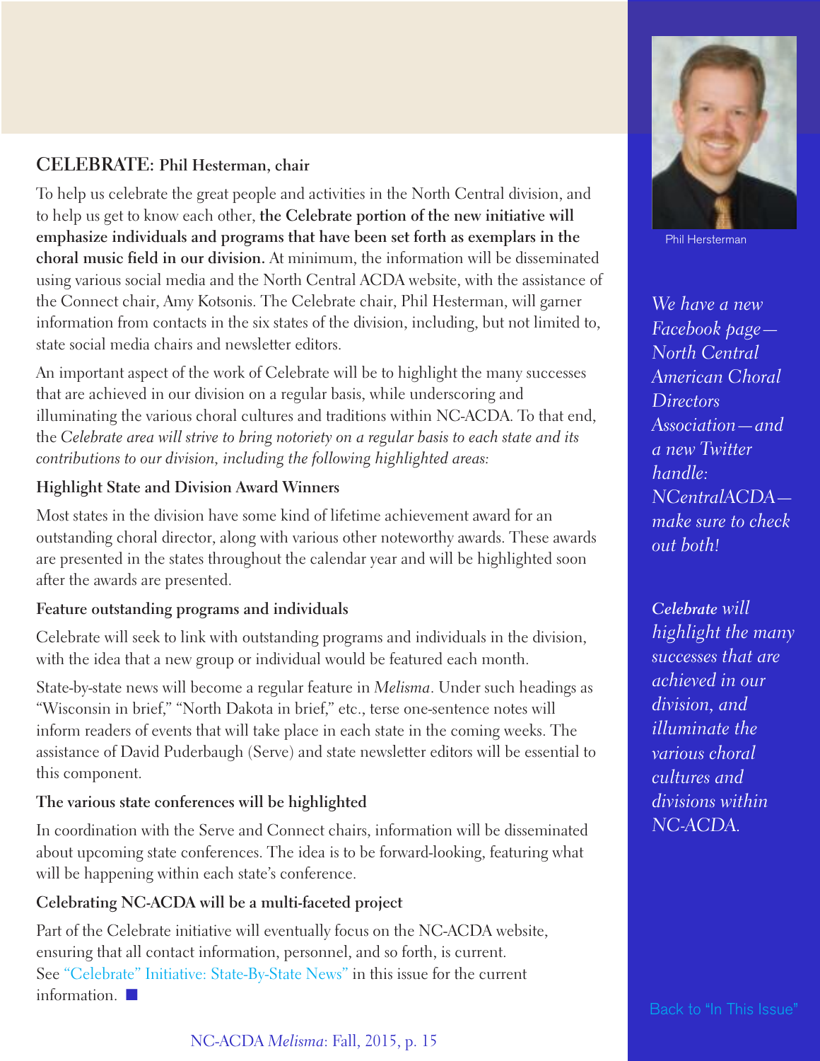## CELEBRATE: Phil Hesterman, chair

To help us celebrate the great people and activities in the North Central division, and to help us get to know each other, **the Celebrate portion of the new initiative will emphasize individuals and programs that have been set forth as exemplars in the choral music field in our division.** At minimum, the information will be disseminated using various social media and the North Central ACDA website, with the assistance of the Connect chair, Amy Kotsonis. The Celebrate chair, Phil Hesterman, will garner information from contacts in the six states of the division, including, but not limited to, state social media chairs and newsletter editors.

An important aspect of the work of Celebrate will be to highlight the many successes that are achieved in our division on a regular basis, while underscoring and illuminating the various choral cultures and traditions within NC-ACDA. To that end, the *Celebrate area will strive to bring notoriety on a regular basis to each state and its contributions to our division, including the following highlighted areas:*

### Highlight State and Division Award Winners

Most states in the division have some kind of lifetime achievement award for an outstanding choral director, along with various other noteworthy awards. These awards are presented in the states throughout the calendar year and will be highlighted soon after the awards are presented.

### Feature outstanding programs and individuals

Celebrate will seek to link with outstanding programs and individuals in the division, with the idea that a new group or individual would be featured each month.

State-by-state news will become a regular feature in *Melisma*. Under such headings as "Wisconsin in brief," "North Dakota in brief," etc., terse one-sentence notes will inform readers of events that will take place in each state in the coming weeks. The assistance of David Puderbaugh (Serve) and state newsletter editors will be essential to this component.

### The various state conferences will be highlighted

In coordination with the Serve and Connect chairs, information will be disseminated about upcoming state conferences. The idea is to be forward-looking, featuring what will be happening within each state's conference.

### Celebrating NC-ACDA will be a multi-faceted project

Part of the Celebrate initiative will eventually focus on the NC-ACDA website, ensuring that all contact information, personnel, and so forth, is current. See "Celebrate" Initiative: State-By-State News" in this issue for the current information. ■

Phil Hersterman

*We have a new Facebook page—North Central American Choral Directors Association—and a new Twitter handle: NCentralACDA—make sure to check out both!*

***Celebrate** will highlight the many successes that are achieved in our division, and illuminate the various choral cultures and divisions within NC-ACDA.*

Back to "In This Issue"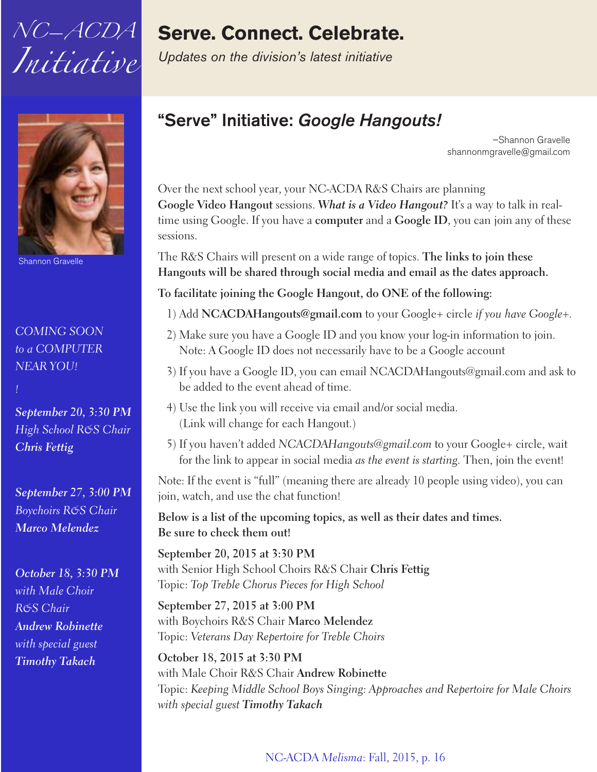NC–ACDA *Initiative*

# Serve. Connect. Celebrate.

*Updates on the division's latest initiative*

Shannon Gravelle

*COMING SOON to a COMPUTER NEAR YOU!*

*!*

***September 20, 3:30 PM***
*High School R&S Chair*
***Chris Fettig***

***September 27, 3:00 PM***
*Boychoirs R&S Chair*
***Marco Melendez***

***October 18, 3:30 PM***
*with Male Choir R&S Chair*
***Andrew Robinette***
*with special guest*
***Timothy Takach***

## "Serve" Initiative: *Google Hangouts!*

–Shannon Gravelle
shannonmgravelle@gmail.com

Over the next school year, your NC-ACDA R&S Chairs are planning **Google Video Hangout** sessions. ***What is a Video Hangout?*** It's a way to talk in real-time using Google. If you have a **computer** and a **Google ID**, you can join any of these sessions.

The R&S Chairs will present on a wide range of topics. **The links to join these Hangouts will be shared through social media and email as the dates approach.**

**To facilitate joining the Google Hangout, do ONE of the following:**

1) Add **NCACDAHangouts@gmail.com** to your Google+ circle *if you have Google+.*
2) Make sure you have a Google ID and you know your log-in information to join. Note: A Google ID does not necessarily have to be a Google account
3) If you have a Google ID, you can email NCACDAHangouts@gmail.com and ask to be added to the event ahead of time.
4) Use the link you will receive via email and/or social media. (Link will change for each Hangout.)
5) If you haven't added *NCACDAHangouts@gmail.com* to your Google+ circle, wait for the link to appear in social media *as the event is starting.* Then, join the event!

Note: If the event is "full" (meaning there are already 10 people using video), you can join, watch, and use the chat function!

**Below is a list of the upcoming topics, as well as their dates and times. Be sure to check them out!**

**September 20, 2015 at 3:30 PM**
with Senior High School Choirs R&S Chair **Chris Fettig**
Topic: *Top Treble Chorus Pieces for High School*

**September 27, 2015 at 3:00 PM**
with Boychoirs R&S Chair **Marco Melendez**
Topic: *Veterans Day Repertoire for Treble Choirs*

**October 18, 2015 at 3:30 PM**
with Male Choir R&S Chair **Andrew Robinette**
Topic: *Keeping Middle School Boys Singing: Approaches and Repertoire for Male Choirs with special guest* ***Timothy Takach***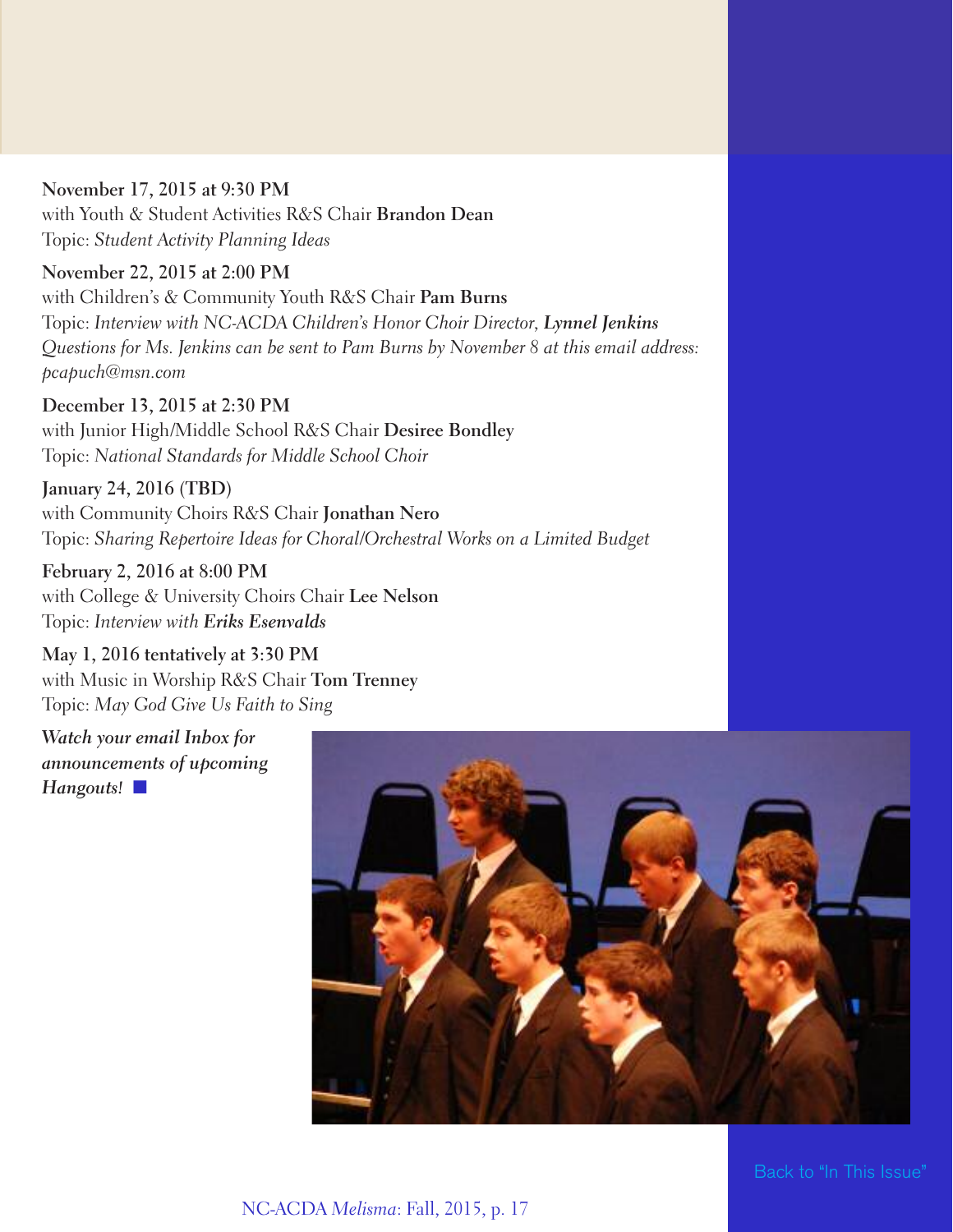**November 17, 2015 at 9:30 PM**
with Youth & Student Activities R&S Chair **Brandon Dean**
Topic: *Student Activity Planning Ideas*

**November 22, 2015 at 2:00 PM**
with Children's & Community Youth R&S Chair **Pam Burns**
Topic: *Interview with NC-ACDA Children's Honor Choir Director,* ***Lynnel Jenkins***
*Questions for Ms. Jenkins can be sent to Pam Burns by November 8 at this email address: pcapuch@msn.com*

**December 13, 2015 at 2:30 PM**
with Junior High/Middle School R&S Chair **Desiree Bondley**
Topic: *National Standards for Middle School Choir*

**January 24, 2016 (TBD)**
with Community Choirs R&S Chair **Jonathan Nero**
Topic: *Sharing Repertoire Ideas for Choral/Orchestral Works on a Limited Budget*

**February 2, 2016 at 8:00 PM**
with College & University Choirs Chair **Lee Nelson**
Topic: *Interview with* ***Eriks Esenvalds***

**May 1, 2016 tentatively at 3:30 PM**
with Music in Worship R&S Chair **Tom Trenney**
Topic: *May God Give Us Faith to Sing*

***Watch your email Inbox for announcements of upcoming Hangouts!*** ■

Back to "In This Issue"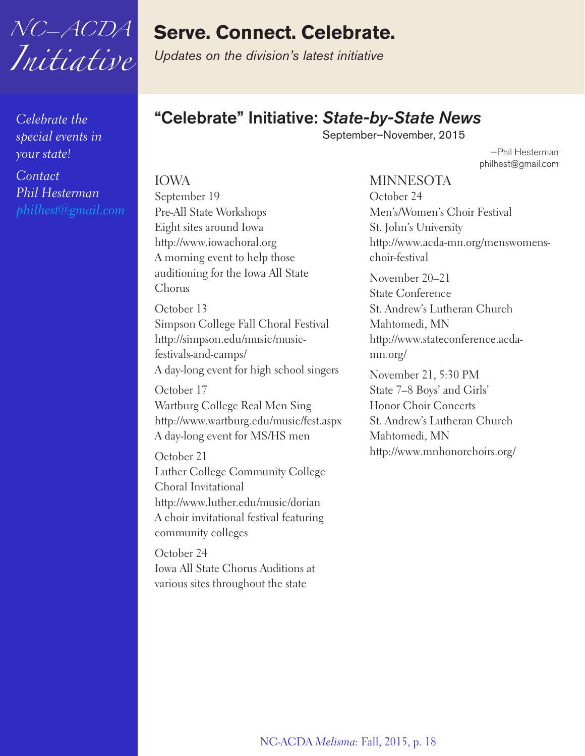# NC–ACDA *Initiative*

## Serve. Connect. Celebrate.

*Updates on the division's latest initiative*

*Celebrate the special events in your state!*

*Contact Phil Hesterman philhest@gmail.com*

## "Celebrate" Initiative: *State-by-State News*

September–November, 2015

—Phil Hesterman
philhest@gmail.com

### IOWA

September 19
Pre-All State Workshops
Eight sites around Iowa
http://www.iowachoral.org
A morning event to help those auditioning for the Iowa All State Chorus

October 13
Simpson College Fall Choral Festival
http://simpson.edu/music/music-festivals-and-camps/
A day-long event for high school singers

October 17
Wartburg College Real Men Sing
http://www.wartburg.edu/music/fest.aspx
A day-long event for MS/HS men

October 21
Luther College Community College Choral Invitational
http://www.luther.edu/music/dorian
A choir invitational festival featuring community colleges

October 24
Iowa All State Chorus Auditions at various sites throughout the state

### MINNESOTA

October 24
Men's/Women's Choir Festival
St. John's University
http://www.acda-mn.org/menswomens-choir-festival

November 20–21
State Conference
St. Andrew's Lutheran Church
Mahtomedi, MN
http://www.stateconference.acda-mn.org/

November 21, 5:30 PM
State 7–8 Boys' and Girls' Honor Choir Concerts
St. Andrew's Lutheran Church
Mahtomedi, MN
http://www.mnhonorchoirs.org/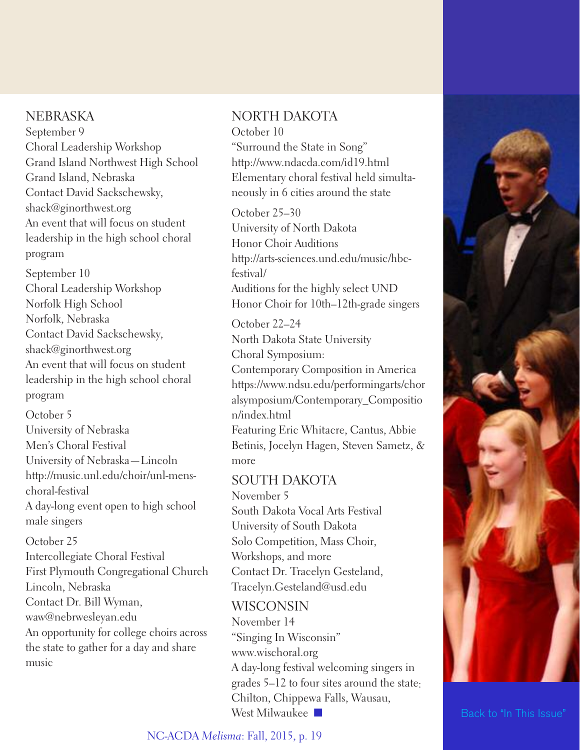## NEBRASKA

September 9
Choral Leadership Workshop
Grand Island Northwest High School
Grand Island, Nebraska
Contact David Sackschewsky, shack@ginorthwest.org
An event that will focus on student leadership in the high school choral program

September 10
Choral Leadership Workshop
Norfolk High School
Norfolk, Nebraska
Contact David Sackschewsky, shack@ginorthwest.org
An event that will focus on student leadership in the high school choral program

October 5
University of Nebraska
Men's Choral Festival
University of Nebraska—Lincoln
http://music.unl.edu/choir/unl-mens-choral-festival
A day-long event open to high school male singers

October 25
Intercollegiate Choral Festival
First Plymouth Congregational Church
Lincoln, Nebraska
Contact Dr. Bill Wyman, waw@nebrwesleyan.edu
An opportunity for college choirs across the state to gather for a day and share music

## NORTH DAKOTA

October 10
"Surround the State in Song"
http://www.ndacda.com/id19.html
Elementary choral festival held simultaneously in 6 cities around the state

October 25–30
University of North Dakota
Honor Choir Auditions
http://arts-sciences.und.edu/music/hbc-festival/
Auditions for the highly select UND Honor Choir for 10th–12th-grade singers

October 22–24
North Dakota State University
Choral Symposium:
Contemporary Composition in America
https://www.ndsu.edu/performingarts/choralsymposium/Contemporary_Composition/index.html
Featuring Eric Whitacre, Cantus, Abbie Betinis, Jocelyn Hagen, Steven Sametz, & more

## SOUTH DAKOTA

November 5
South Dakota Vocal Arts Festival
University of South Dakota
Solo Competition, Mass Choir, Workshops, and more
Contact Dr. Tracelyn Gesteland, Tracelyn.Gesteland@usd.edu

## WISCONSIN

November 14
"Singing In Wisconsin"
www.wischoral.org
A day-long festival welcoming singers in grades 5–12 to four sites around the state: Chilton, Chippewa Falls, Wausau, West Milwaukee ■

Back to "In This Issue"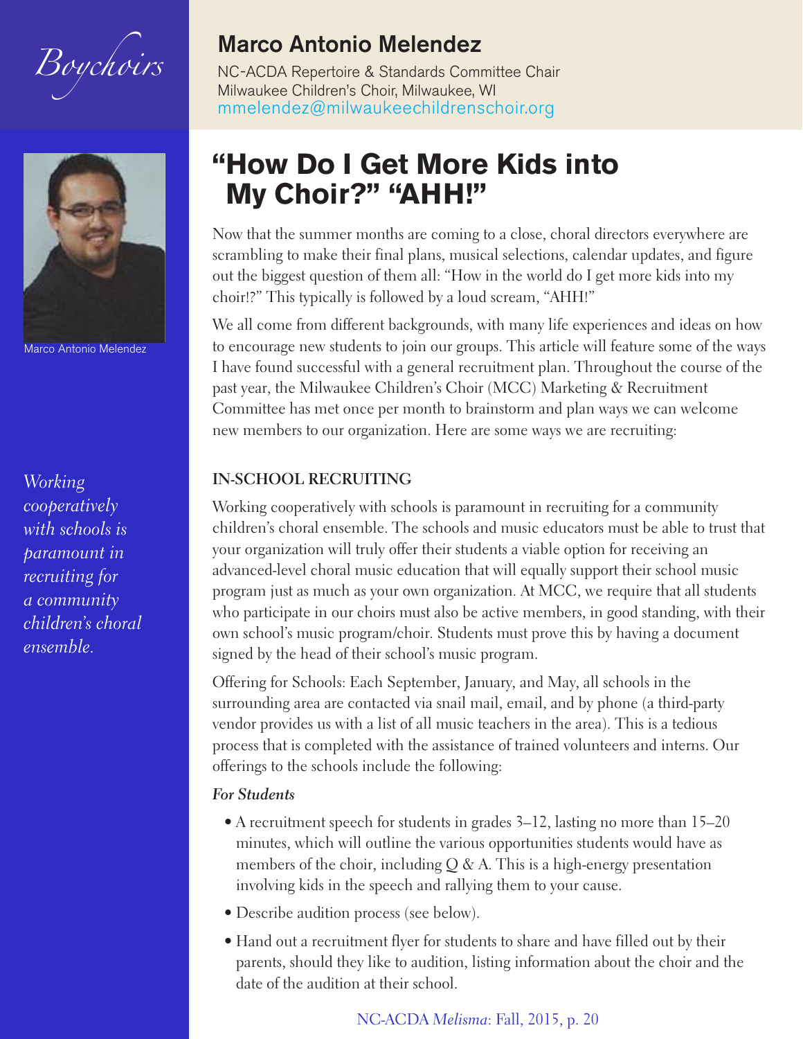Boychoirs

## Marco Antonio Melendez

NC-ACDA Repertoire & Standards Committee Chair
Milwaukee Children's Choir, Milwaukee, WI
mmelendez@milwaukeechildrenschoir.org

Marco Antonio Melendez

# "How Do I Get More Kids into My Choir?" "AHH!"

Now that the summer months are coming to a close, choral directors everywhere are scrambling to make their final plans, musical selections, calendar updates, and figure out the biggest question of them all: "How in the world do I get more kids into my choir!?" This typically is followed by a loud scream, "AHH!"

We all come from different backgrounds, with many life experiences and ideas on how to encourage new students to join our groups. This article will feature some of the ways I have found successful with a general recruitment plan. Throughout the course of the past year, the Milwaukee Children's Choir (MCC) Marketing & Recruitment Committee has met once per month to brainstorm and plan ways we can welcome new members to our organization. Here are some ways we are recruiting:

*Working cooperatively with schools is paramount in recruiting for a community children's choral ensemble.*

### IN-SCHOOL RECRUITING

Working cooperatively with schools is paramount in recruiting for a community children's choral ensemble. The schools and music educators must be able to trust that your organization will truly offer their students a viable option for receiving an advanced-level choral music education that will equally support their school music program just as much as your own organization. At MCC, we require that all students who participate in our choirs must also be active members, in good standing, with their own school's music program/choir. Students must prove this by having a document signed by the head of their school's music program.

Offering for Schools: Each September, January, and May, all schools in the surrounding area are contacted via snail mail, email, and by phone (a third-party vendor provides us with a list of all music teachers in the area). This is a tedious process that is completed with the assistance of trained volunteers and interns. Our offerings to the schools include the following:

***For Students***

- A recruitment speech for students in grades 3–12, lasting no more than 15–20 minutes, which will outline the various opportunities students would have as members of the choir, including Q & A. This is a high-energy presentation involving kids in the speech and rallying them to your cause.
- Describe audition process (see below).
- Hand out a recruitment flyer for students to share and have filled out by their parents, should they like to audition, listing information about the choir and the date of the audition at their school.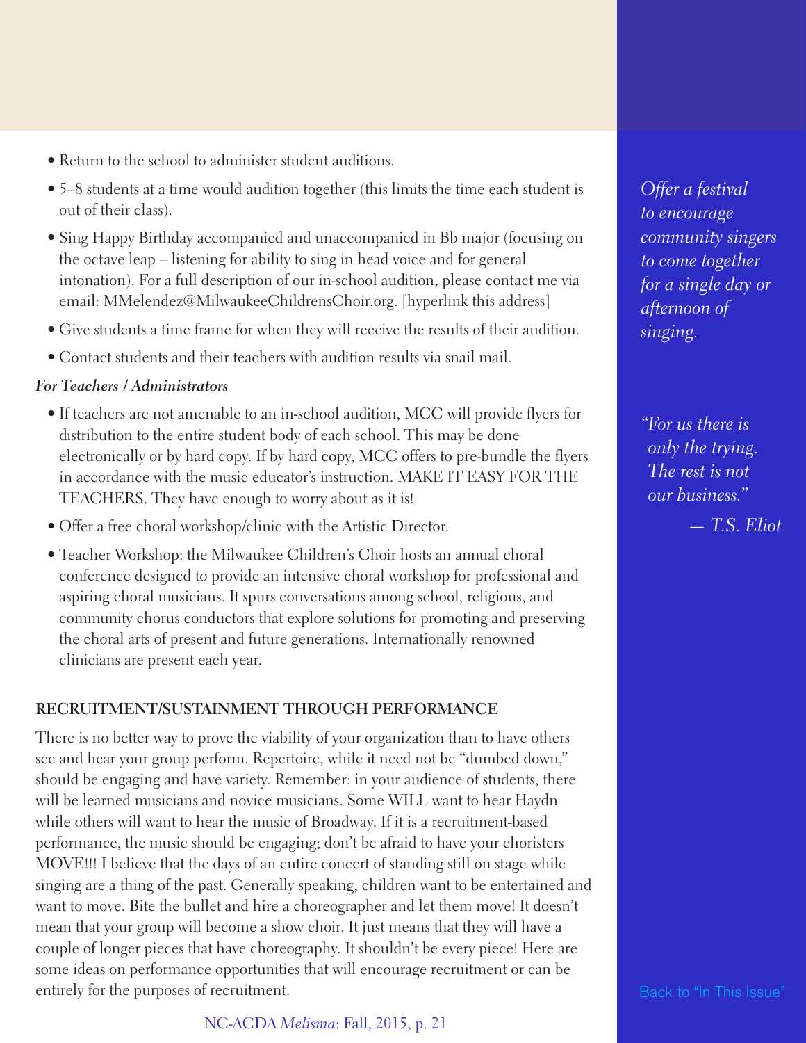- Return to the school to administer student auditions.
- 5–8 students at a time would audition together (this limits the time each student is out of their class).
- Sing Happy Birthday accompanied and unaccompanied in Bb major (focusing on the octave leap – listening for ability to sing in head voice and for general intonation). For a full description of our in-school audition, please contact me via email: MMelendez@MilwaukeeChildrensChoir.org. [hyperlink this address]
- Give students a time frame for when they will receive the results of their audition.
- Contact students and their teachers with audition results via snail mail.

***For Teachers / Administrators***

- If teachers are not amenable to an in-school audition, MCC will provide flyers for distribution to the entire student body of each school. This may be done electronically or by hard copy. If by hard copy, MCC offers to pre-bundle the flyers in accordance with the music educator's instruction. MAKE IT EASY FOR THE TEACHERS. They have enough to worry about as it is!
- Offer a free choral workshop/clinic with the Artistic Director.
- Teacher Workshop: the Milwaukee Children's Choir hosts an annual choral conference designed to provide an intensive choral workshop for professional and aspiring choral musicians. It spurs conversations among school, religious, and community chorus conductors that explore solutions for promoting and preserving the choral arts of present and future generations. Internationally renowned clinicians are present each year.

### RECRUITMENT/SUSTAINMENT THROUGH PERFORMANCE

There is no better way to prove the viability of your organization than to have others see and hear your group perform. Repertoire, while it need not be "dumbed down," should be engaging and have variety. Remember: in your audience of students, there will be learned musicians and novice musicians. Some WILL want to hear Haydn while others will want to hear the music of Broadway. If it is a recruitment-based performance, the music should be engaging; don't be afraid to have your choristers MOVE!!! I believe that the days of an entire concert of standing still on stage while singing are a thing of the past. Generally speaking, children want to be entertained and want to move. Bite the bullet and hire a choreographer and let them move! It doesn't mean that your group will become a show choir. It just means that they will have a couple of longer pieces that have choreography. It shouldn't be every piece! Here are some ideas on performance opportunities that will encourage recruitment or can be entirely for the purposes of recruitment.

*Offer a festival to encourage community singers to come together for a single day or afternoon of singing.*

*"For us there is only the trying. The rest is not our business."*

*— T.S. Eliot*

Back to "In This Issue"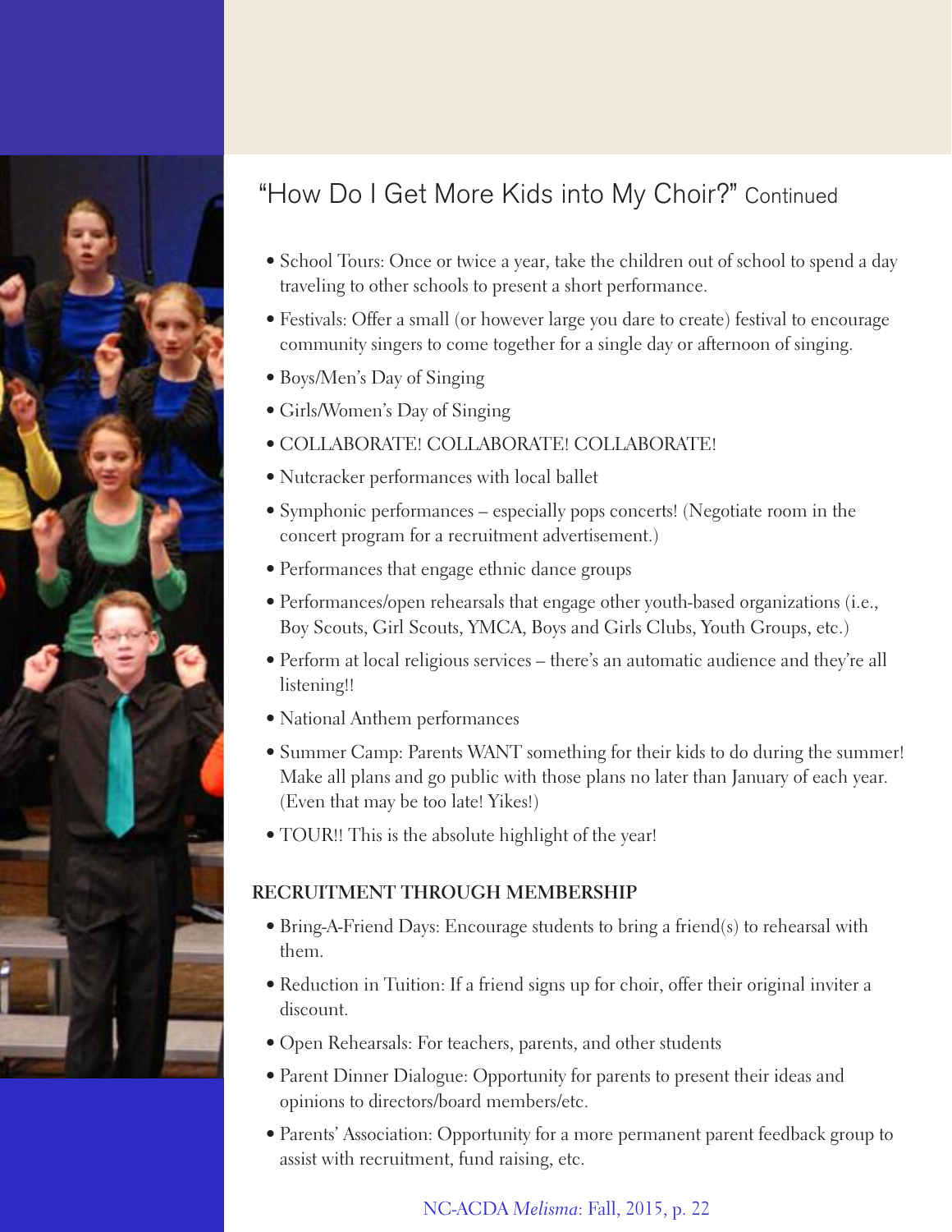## "How Do I Get More Kids into My Choir?" Continued

- School Tours: Once or twice a year, take the children out of school to spend a day traveling to other schools to present a short performance.
- Festivals: Offer a small (or however large you dare to create) festival to encourage community singers to come together for a single day or afternoon of singing.
- Boys/Men's Day of Singing
- Girls/Women's Day of Singing
- COLLABORATE! COLLABORATE! COLLABORATE!
- Nutcracker performances with local ballet
- Symphonic performances – especially pops concerts! (Negotiate room in the concert program for a recruitment advertisement.)
- Performances that engage ethnic dance groups
- Performances/open rehearsals that engage other youth-based organizations (i.e., Boy Scouts, Girl Scouts, YMCA, Boys and Girls Clubs, Youth Groups, etc.)
- Perform at local religious services – there's an automatic audience and they're all listening!!
- National Anthem performances
- Summer Camp: Parents WANT something for their kids to do during the summer! Make all plans and go public with those plans no later than January of each year. (Even that may be too late! Yikes!)
- TOUR!! This is the absolute highlight of the year!

### RECRUITMENT THROUGH MEMBERSHIP

- Bring-A-Friend Days: Encourage students to bring a friend(s) to rehearsal with them.
- Reduction in Tuition: If a friend signs up for choir, offer their original inviter a discount.
- Open Rehearsals: For teachers, parents, and other students
- Parent Dinner Dialogue: Opportunity for parents to present their ideas and opinions to directors/board members/etc.
- Parents' Association: Opportunity for a more permanent parent feedback group to assist with recruitment, fund raising, etc.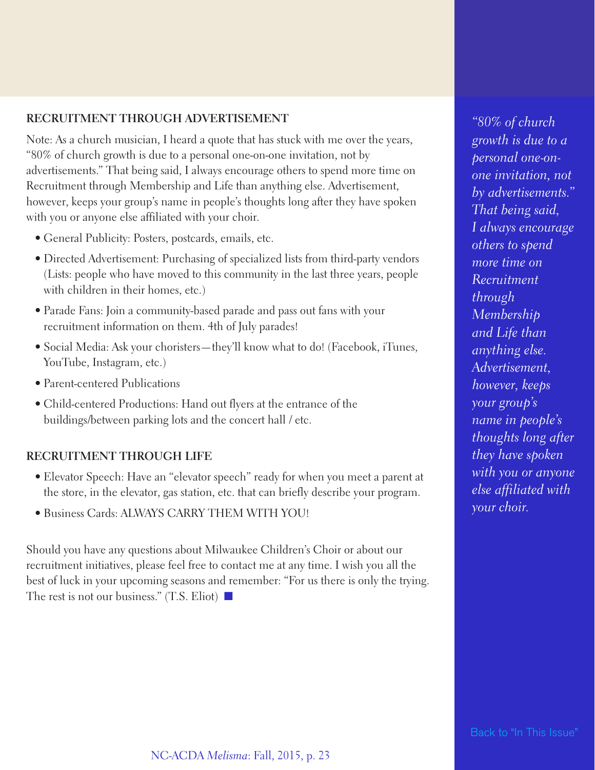### RECRUITMENT THROUGH ADVERTISEMENT

Note: As a church musician, I heard a quote that has stuck with me over the years, "80% of church growth is due to a personal one-on-one invitation, not by advertisements." That being said, I always encourage others to spend more time on Recruitment through Membership and Life than anything else. Advertisement, however, keeps your group's name in people's thoughts long after they have spoken with you or anyone else affiliated with your choir.

- General Publicity: Posters, postcards, emails, etc.
- Directed Advertisement: Purchasing of specialized lists from third-party vendors (Lists: people who have moved to this community in the last three years, people with children in their homes, etc.)
- Parade Fans: Join a community-based parade and pass out fans with your recruitment information on them. 4th of July parades!
- Social Media: Ask your choristers—they'll know what to do! (Facebook, iTunes, YouTube, Instagram, etc.)
- Parent-centered Publications
- Child-centered Productions: Hand out flyers at the entrance of the buildings/between parking lots and the concert hall / etc.

### RECRUITMENT THROUGH LIFE

- Elevator Speech: Have an "elevator speech" ready for when you meet a parent at the store, in the elevator, gas station, etc. that can briefly describe your program.
- Business Cards: ALWAYS CARRY THEM WITH YOU!

Should you have any questions about Milwaukee Children's Choir or about our recruitment initiatives, please feel free to contact me at any time. I wish you all the best of luck in your upcoming seasons and remember: "For us there is only the trying. The rest is not our business." (T.S. Eliot) ■

*"80% of church growth is due to a personal one-on-one invitation, not by advertisements." That being said, I always encourage others to spend more time on Recruitment through Membership and Life than anything else. Advertisement, however, keeps your group's name in people's thoughts long after they have spoken with you or anyone else affiliated with your choir.*

Back to "In This Issue"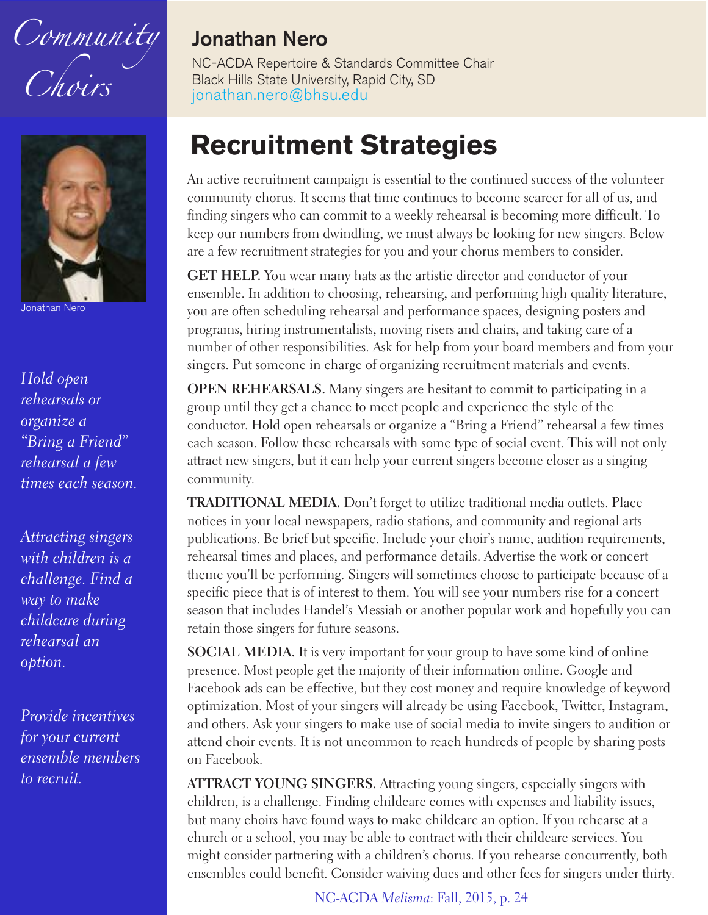Community Choirs

## Jonathan Nero

NC-ACDA Repertoire & Standards Committee Chair
Black Hills State University, Rapid City, SD
jonathan.nero@bhsu.edu

Jonathan Nero

# Recruitment Strategies

An active recruitment campaign is essential to the continued success of the volunteer community chorus. It seems that time continues to become scarcer for all of us, and finding singers who can commit to a weekly rehearsal is becoming more difficult. To keep our numbers from dwindling, we must always be looking for new singers. Below are a few recruitment strategies for you and your chorus members to consider.

**GET HELP.** You wear many hats as the artistic director and conductor of your ensemble. In addition to choosing, rehearsing, and performing high quality literature, you are often scheduling rehearsal and performance spaces, designing posters and programs, hiring instrumentalists, moving risers and chairs, and taking care of a number of other responsibilities. Ask for help from your board members and from your singers. Put someone in charge of organizing recruitment materials and events.

**OPEN REHEARSALS.** Many singers are hesitant to commit to participating in a group until they get a chance to meet people and experience the style of the conductor. Hold open rehearsals or organize a "Bring a Friend" rehearsal a few times each season. Follow these rehearsals with some type of social event. This will not only attract new singers, but it can help your current singers become closer as a singing community.

*Hold open rehearsals or organize a "Bring a Friend" rehearsal a few times each season.*

**TRADITIONAL MEDIA.** Don't forget to utilize traditional media outlets. Place notices in your local newspapers, radio stations, and community and regional arts publications. Be brief but specific. Include your choir's name, audition requirements, rehearsal times and places, and performance details. Advertise the work or concert theme you'll be performing. Singers will sometimes choose to participate because of a specific piece that is of interest to them. You will see your numbers rise for a concert season that includes Handel's Messiah or another popular work and hopefully you can retain those singers for future seasons.

**SOCIAL MEDIA.** It is very important for your group to have some kind of online presence. Most people get the majority of their information online. Google and Facebook ads can be effective, but they cost money and require knowledge of keyword optimization. Most of your singers will already be using Facebook, Twitter, Instagram, and others. Ask your singers to make use of social media to invite singers to audition or attend choir events. It is not uncommon to reach hundreds of people by sharing posts on Facebook.

*Attracting singers with children is a challenge. Find a way to make childcare during rehearsal an option.*

**ATTRACT YOUNG SINGERS.** Attracting young singers, especially singers with children, is a challenge. Finding childcare comes with expenses and liability issues, but many choirs have found ways to make childcare an option. If you rehearse at a church or a school, you may be able to contract with their childcare services. You might consider partnering with a children's chorus. If you rehearse concurrently, both ensembles could benefit. Consider waiving dues and other fees for singers under thirty.

*Provide incentives for your current ensemble members to recruit.*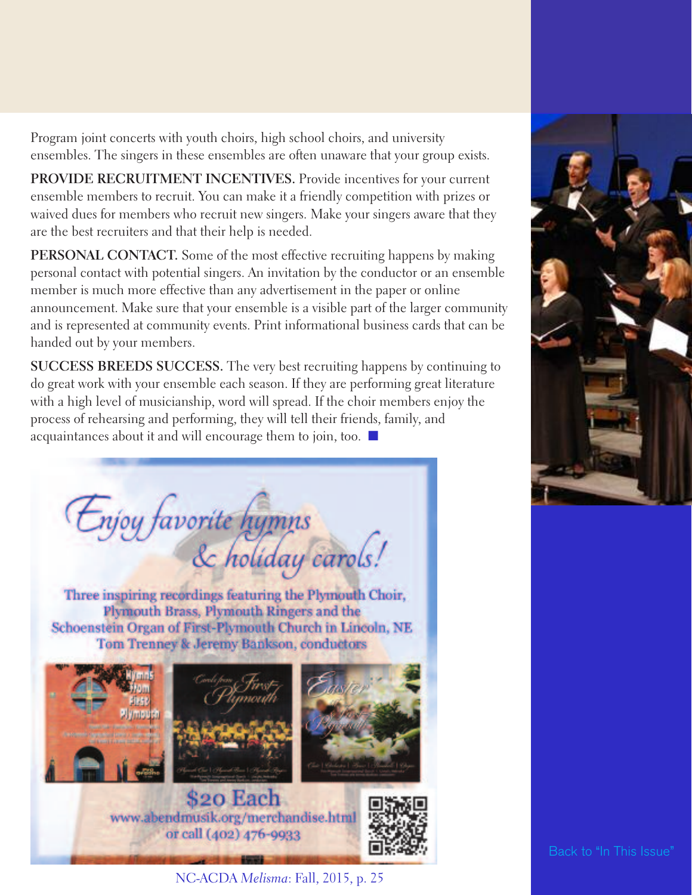Program joint concerts with youth choirs, high school choirs, and university ensembles. The singers in these ensembles are often unaware that your group exists.

**PROVIDE RECRUITMENT INCENTIVES.** Provide incentives for your current ensemble members to recruit. You can make it a friendly competition with prizes or waived dues for members who recruit new singers. Make your singers aware that they are the best recruiters and that their help is needed.

**PERSONAL CONTACT.** Some of the most effective recruiting happens by making personal contact with potential singers. An invitation by the conductor or an ensemble member is much more effective than any advertisement in the paper or online announcement. Make sure that your ensemble is a visible part of the larger community and is represented at community events. Print informational business cards that can be handed out by your members.

**SUCCESS BREEDS SUCCESS.** The very best recruiting happens by continuing to do great work with your ensemble each season. If they are performing great literature with a high level of musicianship, word will spread. If the choir members enjoy the process of rehearsing and performing, they will tell their friends, family, and acquaintances about it and will encourage them to join, too. ■

*Enjoy favorite hymns & holiday carols!*

Three inspiring recordings featuring the Plymouth Choir, Plymouth Brass, Plymouth Ringers and the Schoenstein Organ of First-Plymouth Church in Lincoln, NE
Tom Trenney & Jeremy Bankson, conductors

$20 Each
www.abendmusik.org/merchandise.html
or call (402) 476-9933

Back to "In This Issue"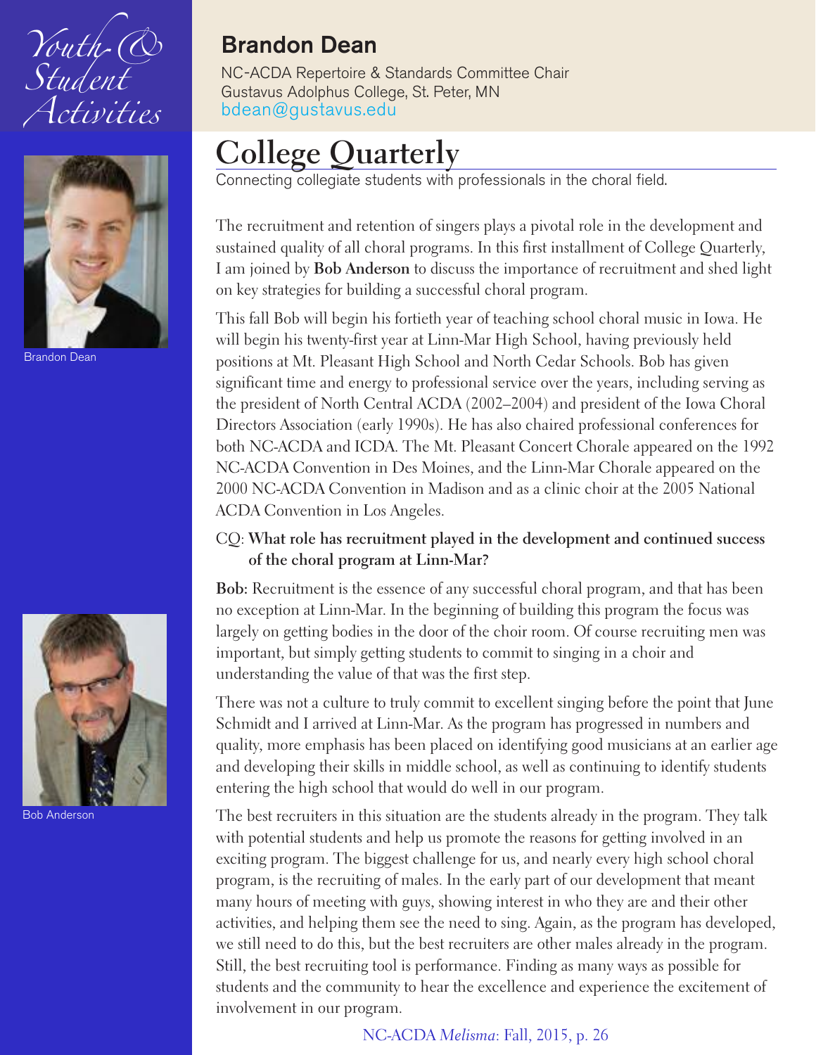## Brandon Dean

NC-ACDA Repertoire & Standards Committee Chair
Gustavus Adolphus College, St. Peter, MN
bdean@gustavus.edu

Brandon Dean

Bob Anderson

# College Quarterly

Connecting collegiate students with professionals in the choral field.

The recruitment and retention of singers plays a pivotal role in the development and sustained quality of all choral programs. In this first installment of College Quarterly, I am joined by **Bob Anderson** to discuss the importance of recruitment and shed light on key strategies for building a successful choral program.

This fall Bob will begin his fortieth year of teaching school choral music in Iowa. He will begin his twenty-first year at Linn-Mar High School, having previously held positions at Mt. Pleasant High School and North Cedar Schools. Bob has given significant time and energy to professional service over the years, including serving as the president of North Central ACDA (2002–2004) and president of the Iowa Choral Directors Association (early 1990s). He has also chaired professional conferences for both NC-ACDA and ICDA. The Mt. Pleasant Concert Chorale appeared on the 1992 NC-ACDA Convention in Des Moines, and the Linn-Mar Chorale appeared on the 2000 NC-ACDA Convention in Madison and as a clinic choir at the 2005 National ACDA Convention in Los Angeles.

CQ: **What role has recruitment played in the development and continued success of the choral program at Linn-Mar?**

**Bob:** Recruitment is the essence of any successful choral program, and that has been no exception at Linn-Mar. In the beginning of building this program the focus was largely on getting bodies in the door of the choir room. Of course recruiting men was important, but simply getting students to commit to singing in a choir and understanding the value of that was the first step.

There was not a culture to truly commit to excellent singing before the point that June Schmidt and I arrived at Linn-Mar. As the program has progressed in numbers and quality, more emphasis has been placed on identifying good musicians at an earlier age and developing their skills in middle school, as well as continuing to identify students entering the high school that would do well in our program.

The best recruiters in this situation are the students already in the program. They talk with potential students and help us promote the reasons for getting involved in an exciting program. The biggest challenge for us, and nearly every high school choral program, is the recruiting of males. In the early part of our development that meant many hours of meeting with guys, showing interest in who they are and their other activities, and helping them see the need to sing. Again, as the program has developed, we still need to do this, but the best recruiters are other males already in the program. Still, the best recruiting tool is performance. Finding as many ways as possible for students and the community to hear the excellence and experience the excitement of involvement in our program.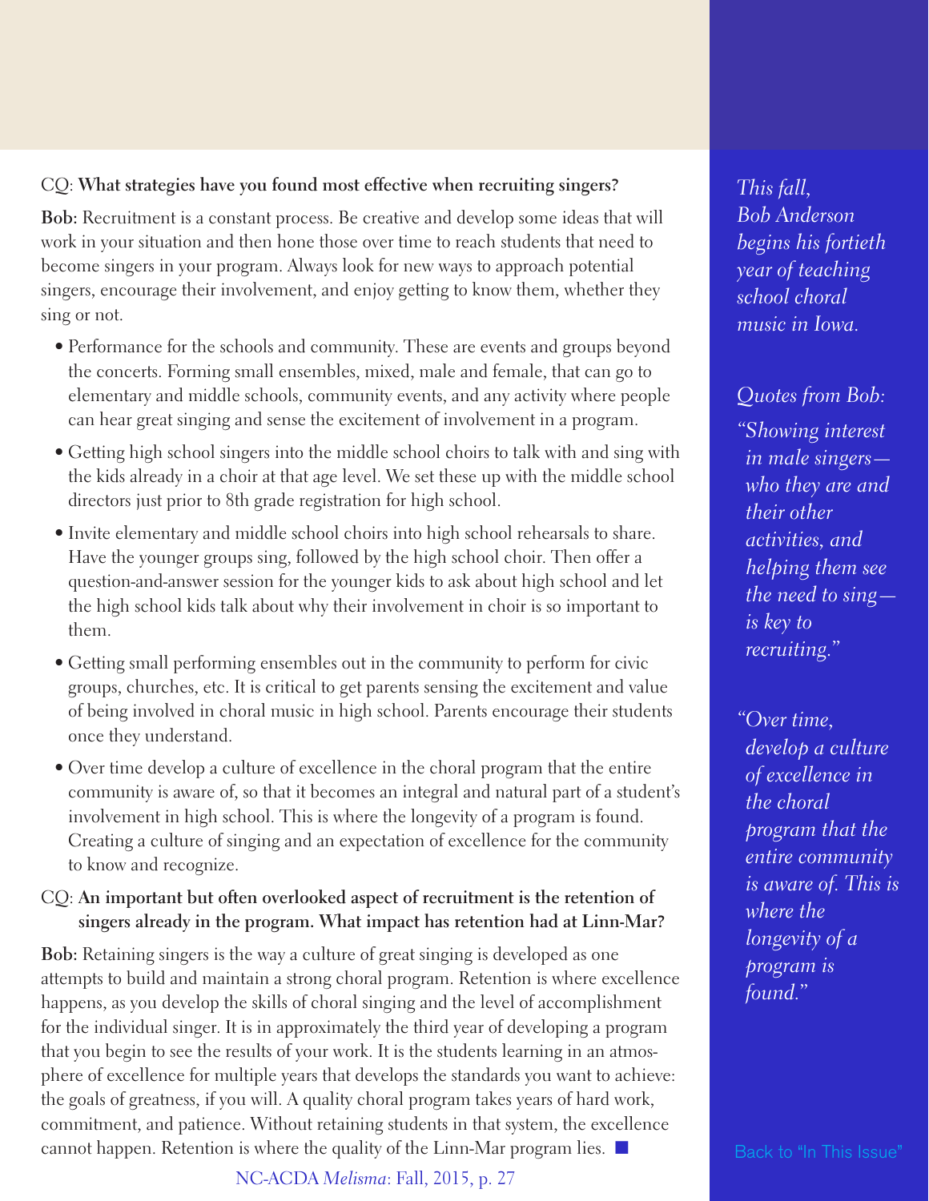CQ: **What strategies have you found most effective when recruiting singers?**

**Bob:** Recruitment is a constant process. Be creative and develop some ideas that will work in your situation and then hone those over time to reach students that need to become singers in your program. Always look for new ways to approach potential singers, encourage their involvement, and enjoy getting to know them, whether they sing or not.

- Performance for the schools and community. These are events and groups beyond the concerts. Forming small ensembles, mixed, male and female, that can go to elementary and middle schools, community events, and any activity where people can hear great singing and sense the excitement of involvement in a program.
- Getting high school singers into the middle school choirs to talk with and sing with the kids already in a choir at that age level. We set these up with the middle school directors just prior to 8th grade registration for high school.
- Invite elementary and middle school choirs into high school rehearsals to share. Have the younger groups sing, followed by the high school choir. Then offer a question-and-answer session for the younger kids to ask about high school and let the high school kids talk about why their involvement in choir is so important to them.
- Getting small performing ensembles out in the community to perform for civic groups, churches, etc. It is critical to get parents sensing the excitement and value of being involved in choral music in high school. Parents encourage their students once they understand.
- Over time develop a culture of excellence in the choral program that the entire community is aware of, so that it becomes an integral and natural part of a student's involvement in high school. This is where the longevity of a program is found. Creating a culture of singing and an expectation of excellence for the community to know and recognize.

CQ: **An important but often overlooked aspect of recruitment is the retention of singers already in the program. What impact has retention had at Linn-Mar?**

**Bob:** Retaining singers is the way a culture of great singing is developed as one attempts to build and maintain a strong choral program. Retention is where excellence happens, as you develop the skills of choral singing and the level of accomplishment for the individual singer. It is in approximately the third year of developing a program that you begin to see the results of your work. It is the students learning in an atmosphere of excellence for multiple years that develops the standards you want to achieve: the goals of greatness, if you will. A quality choral program takes years of hard work, commitment, and patience. Without retaining students in that system, the excellence cannot happen. Retention is where the quality of the Linn-Mar program lies. ■

*This fall, Bob Anderson begins his fortieth year of teaching school choral music in Iowa.*

*Quotes from Bob:*

*"Showing interest in male singers—who they are and their other activities, and helping them see the need to sing—is key to recruiting."*

*"Over time, develop a culture of excellence in the choral program that the entire community is aware of. This is where the longevity of a program is found."*

Back to "In This Issue"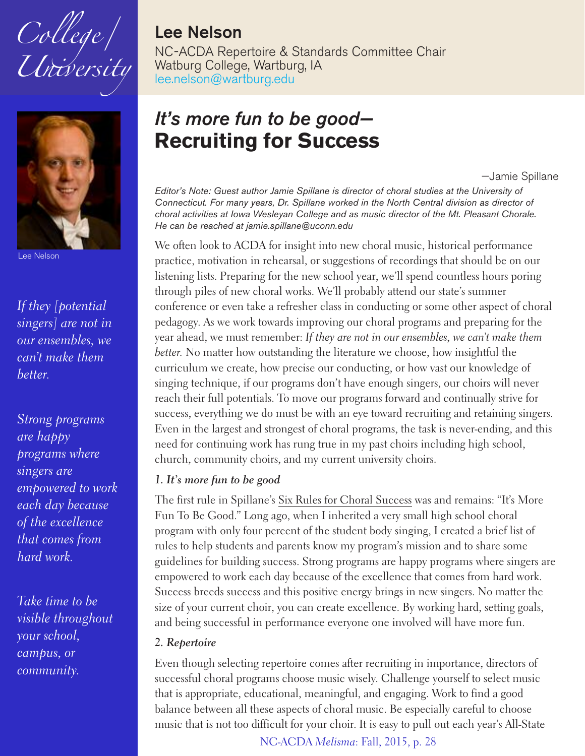College/University

**Lee Nelson**
NC-ACDA Repertoire & Standards Committee Chair
Watburg College, Wartburg, IA
lee.nelson@wartburg.edu

Lee Nelson

*If they [potential singers] are not in our ensembles, we can't make them better.*

*Strong programs are happy programs where singers are empowered to work each day because of the excellence that comes from hard work.*

*Take time to be visible throughout your school, campus, or community.*

## *It's more fun to be good—* Recruiting for Success

—Jamie Spillane

*Editor's Note: Guest author Jamie Spillane is director of choral studies at the University of Connecticut. For many years, Dr. Spillane worked in the North Central division as director of choral activities at Iowa Wesleyan College and as music director of the Mt. Pleasant Chorale. He can be reached at jamie.spillane@uconn.edu*

We often look to ACDA for insight into new choral music, historical performance practice, motivation in rehearsal, or suggestions of recordings that should be on our listening lists. Preparing for the new school year, we'll spend countless hours poring through piles of new choral works. We'll probably attend our state's summer conference or even take a refresher class in conducting or some other aspect of choral pedagogy. As we work towards improving our choral programs and preparing for the year ahead, we must remember: *If they are not in our ensembles, we can't make them better.* No matter how outstanding the literature we choose, how insightful the curriculum we create, how precise our conducting, or how vast our knowledge of singing technique, if our programs don't have enough singers, our choirs will never reach their full potentials. To move our programs forward and continually strive for success, everything we do must be with an eye toward recruiting and retaining singers. Even in the largest and strongest of choral programs, the task is never-ending, and this need for continuing work has rung true in my past choirs including high school, church, community choirs, and my current university choirs.

### *1. It's more fun to be good*

The first rule in Spillane's Six Rules for Choral Success was and remains: "It's More Fun To Be Good." Long ago, when I inherited a very small high school choral program with only four percent of the student body singing, I created a brief list of rules to help students and parents know my program's mission and to share some guidelines for building success. Strong programs are happy programs where singers are empowered to work each day because of the excellence that comes from hard work. Success breeds success and this positive energy brings in new singers. No matter the size of your current choir, you can create excellence. By working hard, setting goals, and being successful in performance everyone one involved will have more fun.

### *2. Repertoire*

Even though selecting repertoire comes after recruiting in importance, directors of successful choral programs choose music wisely. Challenge yourself to select music that is appropriate, educational, meaningful, and engaging. Work to find a good balance between all these aspects of choral music. Be especially careful to choose music that is not too difficult for your choir. It is easy to pull out each year's All-State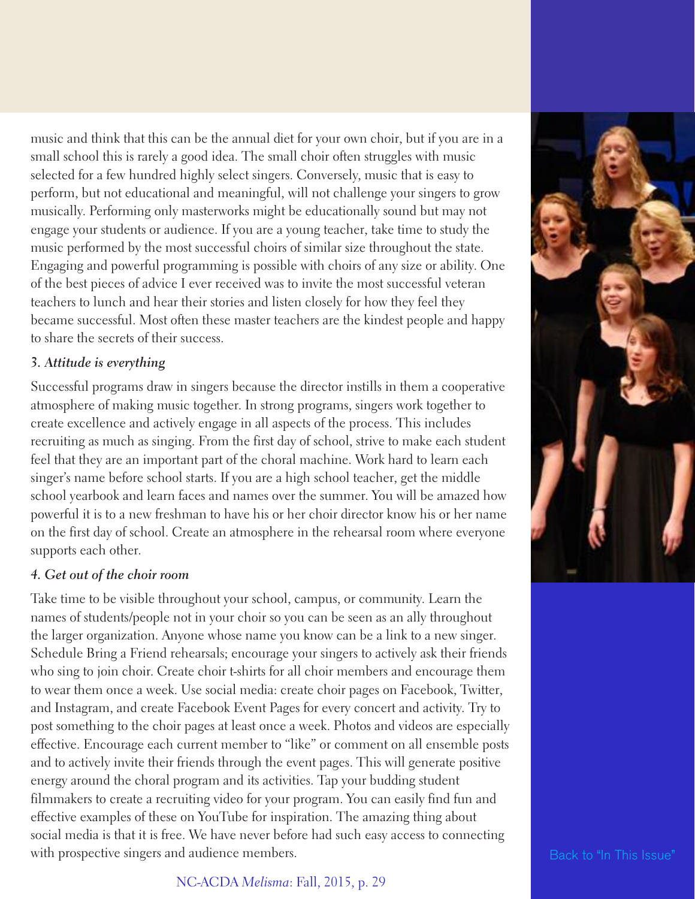music and think that this can be the annual diet for your own choir, but if you are in a small school this is rarely a good idea. The small choir often struggles with music selected for a few hundred highly select singers. Conversely, music that is easy to perform, but not educational and meaningful, will not challenge your singers to grow musically. Performing only masterworks might be educationally sound but may not engage your students or audience. If you are a young teacher, take time to study the music performed by the most successful choirs of similar size throughout the state. Engaging and powerful programming is possible with choirs of any size or ability. One of the best pieces of advice I ever received was to invite the most successful veteran teachers to lunch and hear their stories and listen closely for how they feel they became successful. Most often these master teachers are the kindest people and happy to share the secrets of their success.

3. *Attitude is everything*

Successful programs draw in singers because the director instills in them a cooperative atmosphere of making music together. In strong programs, singers work together to create excellence and actively engage in all aspects of the process. This includes recruiting as much as singing. From the first day of school, strive to make each student feel that they are an important part of the choral machine. Work hard to learn each singer's name before school starts. If you are a high school teacher, get the middle school yearbook and learn faces and names over the summer. You will be amazed how powerful it is to a new freshman to have his or her choir director know his or her name on the first day of school. Create an atmosphere in the rehearsal room where everyone supports each other.

*4. Get out of the choir room*

Take time to be visible throughout your school, campus, or community. Learn the names of students/people not in your choir so you can be seen as an ally throughout the larger organization. Anyone whose name you know can be a link to a new singer. Schedule Bring a Friend rehearsals; encourage your singers to actively ask their friends who sing to join choir. Create choir t-shirts for all choir members and encourage them to wear them once a week. Use social media: create choir pages on Facebook, Twitter, and Instagram, and create Facebook Event Pages for every concert and activity. Try to post something to the choir pages at least once a week. Photos and videos are especially effective. Encourage each current member to "like" or comment on all ensemble posts and to actively invite their friends through the event pages. This will generate positive energy around the choral program and its activities. Tap your budding student filmmakers to create a recruiting video for your program. You can easily find fun and effective examples of these on YouTube for inspiration. The amazing thing about social media is that it is free. We have never before had such easy access to connecting with prospective singers and audience members.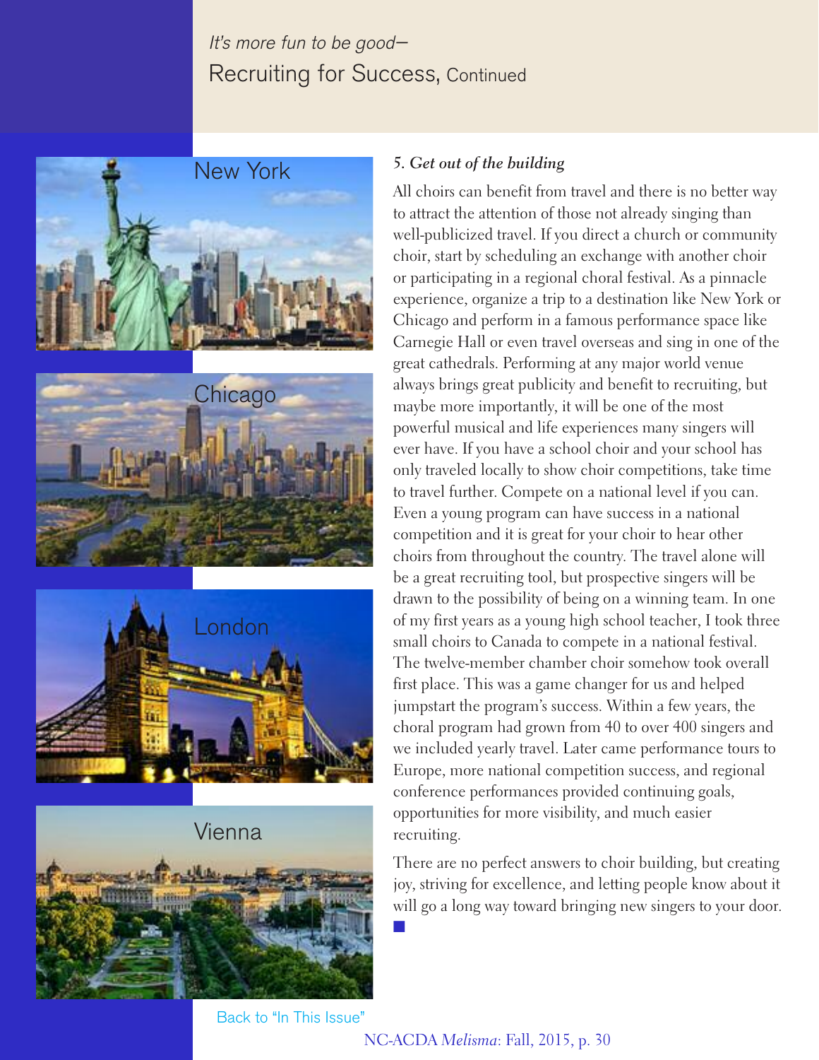*It's more fun to be good—*

# Recruiting for Success, Continued

New York

Chicago

London

Vienna

### *5. Get out of the building*

All choirs can benefit from travel and there is no better way to attract the attention of those not already singing than well-publicized travel. If you direct a church or community choir, start by scheduling an exchange with another choir or participating in a regional choral festival. As a pinnacle experience, organize a trip to a destination like New York or Chicago and perform in a famous performance space like Carnegie Hall or even travel overseas and sing in one of the great cathedrals. Performing at any major world venue always brings great publicity and benefit to recruiting, but maybe more importantly, it will be one of the most powerful musical and life experiences many singers will ever have. If you have a school choir and your school has only traveled locally to show choir competitions, take time to travel further. Compete on a national level if you can. Even a young program can have success in a national competition and it is great for your choir to hear other choirs from throughout the country. The travel alone will be a great recruiting tool, but prospective singers will be drawn to the possibility of being on a winning team. In one of my first years as a young high school teacher, I took three small choirs to Canada to compete in a national festival. The twelve-member chamber choir somehow took overall first place. This was a game changer for us and helped jumpstart the program's success. Within a few years, the choral program had grown from 40 to over 400 singers and we included yearly travel. Later came performance tours to Europe, more national competition success, and regional conference performances provided continuing goals, opportunities for more visibility, and much easier recruiting.

There are no perfect answers to choir building, but creating joy, striving for excellence, and letting people know about it will go a long way toward bringing new singers to your door. ■

Back to "In This Issue"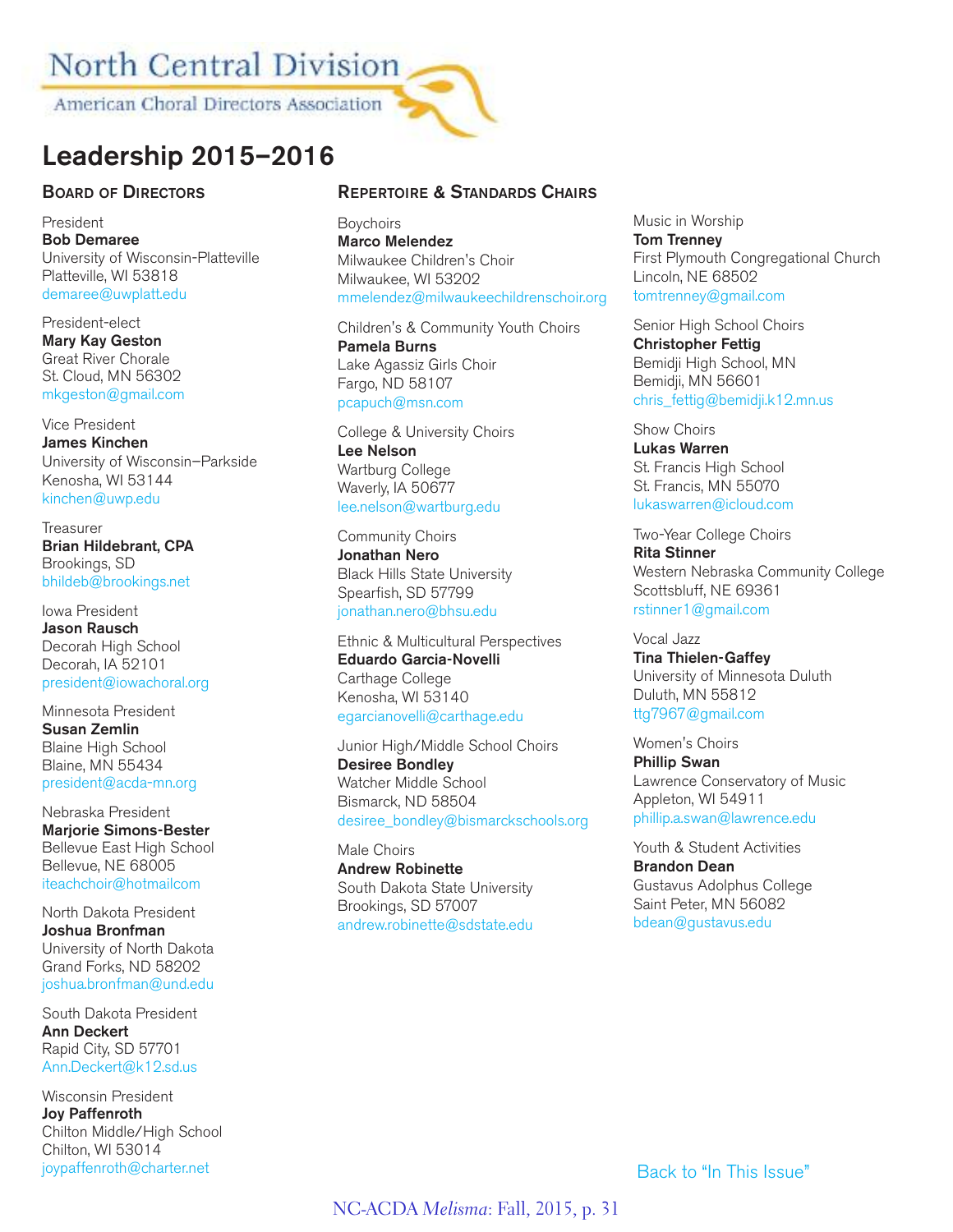North Central Division

American Choral Directors Association

# Leadership 2015–2016

## Board of Directors

President
**Bob Demaree**
University of Wisconsin-Platteville
Platteville, WI 53818
demaree@uwplatt.edu

President-elect
**Mary Kay Geston**
Great River Chorale
St. Cloud, MN 56302
mkgeston@gmail.com

Vice President
**James Kinchen**
University of Wisconsin–Parkside
Kenosha, WI 53144
kinchen@uwp.edu

Treasurer
**Brian Hildebrant, CPA**
Brookings, SD
bhildeb@brookings.net

Iowa President
**Jason Rausch**
Decorah High School
Decorah, IA 52101
president@iowachoral.org

Minnesota President
**Susan Zemlin**
Blaine High School
Blaine, MN 55434
president@acda-mn.org

Nebraska President
**Marjorie Simons-Bester**
Bellevue East High School
Bellevue, NE 68005
iteachchoir@hotmailcom

North Dakota President
**Joshua Bronfman**
University of North Dakota
Grand Forks, ND 58202
joshua.bronfman@und.edu

South Dakota President
**Ann Deckert**
Rapid City, SD 57701
Ann.Deckert@k12.sd.us

Wisconsin President
**Joy Paffenroth**
Chilton Middle/High School
Chilton, WI 53014
joypaffenroth@charter.net

## Repertoire & Standards Chairs

Boychoirs
**Marco Melendez**
Milwaukee Children's Choir
Milwaukee, WI 53202
mmelendez@milwaukeechildrenschoir.org

Children's & Community Youth Choirs
**Pamela Burns**
Lake Agassiz Girls Choir
Fargo, ND 58107
pcapuch@msn.com

College & University Choirs
**Lee Nelson**
Wartburg College
Waverly, IA 50677
lee.nelson@wartburg.edu

Community Choirs
**Jonathan Nero**
Black Hills State University
Spearfish, SD 57799
jonathan.nero@bhsu.edu

Ethnic & Multicultural Perspectives
**Eduardo Garcia-Novelli**
Carthage College
Kenosha, WI 53140
egarcianovelli@carthage.edu

Junior High/Middle School Choirs
**Desiree Bondley**
Watcher Middle School
Bismarck, ND 58504
desiree_bondley@bismarckschools.org

Male Choirs
**Andrew Robinette**
South Dakota State University
Brookings, SD 57007
andrew.robinette@sdstate.edu

Music in Worship
**Tom Trenney**
First Plymouth Congregational Church
Lincoln, NE 68502
tomtrenney@gmail.com

Senior High School Choirs
**Christopher Fettig**
Bemidji High School, MN
Bemidji, MN 56601
chris_fettig@bemidji.k12.mn.us

Show Choirs
**Lukas Warren**
St. Francis High School
St. Francis, MN 55070
lukaswarren@icloud.com

Two-Year College Choirs
**Rita Stinner**
Western Nebraska Community College
Scottsbluff, NE 69361
rstinner1@gmail.com

Vocal Jazz
**Tina Thielen-Gaffey**
University of Minnesota Duluth
Duluth, MN 55812
ttg7967@gmail.com

Women's Choirs
**Phillip Swan**
Lawrence Conservatory of Music
Appleton, WI 54911
phillip.a.swan@lawrence.edu

Youth & Student Activities
**Brandon Dean**
Gustavus Adolphus College
Saint Peter, MN 56082
bdean@gustavus.edu

Back to "In This Issue"